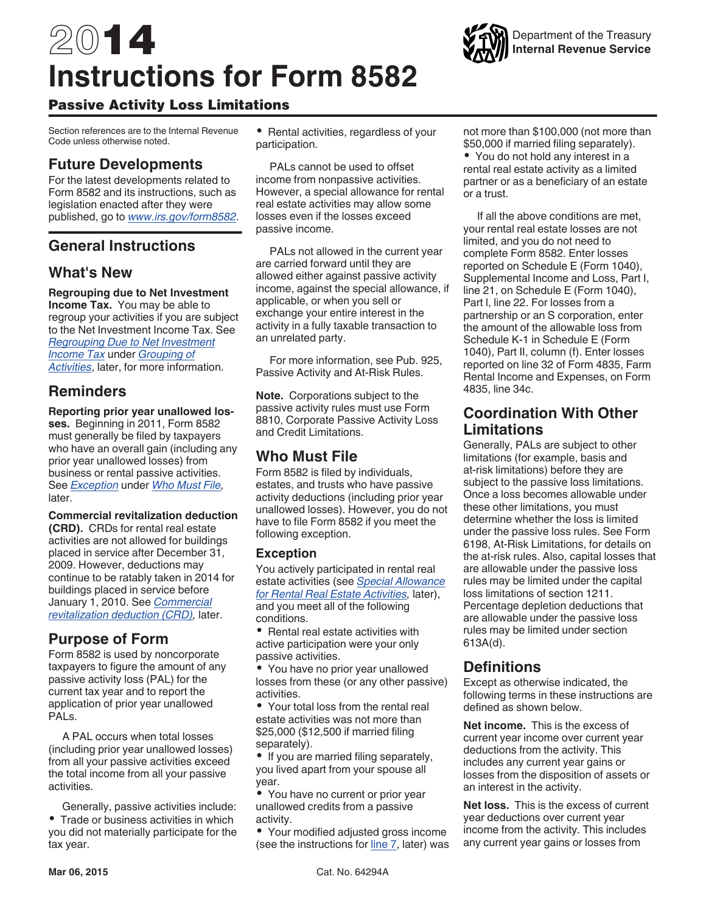# 2014 Instructions for Form 8582

Department of the Treasury
Internal Revenue Service

## Passive Activity Loss Limitations

Section references are to the Internal Revenue Code unless otherwise noted.

## Future Developments

For the latest developments related to Form 8582 and its instructions, such as legislation enacted after they were published, go to *www.irs.gov/form8582*.

## General Instructions

## What's New

**Regrouping due to Net Investment Income Tax.** You may be able to regroup your activities if you are subject to the Net Investment Income Tax. See *Regrouping Due to Net Investment Income Tax* under *Grouping of Activities*, later, for more information.

## Reminders

**Reporting prior year unallowed losses.** Beginning in 2011, Form 8582 must generally be filed by taxpayers who have an overall gain (including any prior year unallowed losses) from business or rental passive activities. See *Exception* under *Who Must File,* later.

**Commercial revitalization deduction (CRD).** CRDs for rental real estate activities are not allowed for buildings placed in service after December 31, 2009. However, deductions may continue to be ratably taken in 2014 for buildings placed in service before January 1, 2010. See *Commercial revitalization deduction (CRD),* later.

## Purpose of Form

Form 8582 is used by noncorporate taxpayers to figure the amount of any passive activity loss (PAL) for the current tax year and to report the application of prior year unallowed PALs.

A PAL occurs when total losses (including prior year unallowed losses) from all your passive activities exceed the total income from all your passive activities.

Generally, passive activities include:

- Trade or business activities in which you did not materially participate for the tax year.
- Rental activities, regardless of your participation.

PALs cannot be used to offset income from nonpassive activities. However, a special allowance for rental real estate activities may allow some losses even if the losses exceed passive income.

PALs not allowed in the current year are carried forward until they are allowed either against passive activity income, against the special allowance, if applicable, or when you sell or exchange your entire interest in the activity in a fully taxable transaction to an unrelated party.

For more information, see Pub. 925, Passive Activity and At-Risk Rules.

**Note.** Corporations subject to the passive activity rules must use Form 8810, Corporate Passive Activity Loss and Credit Limitations.

## Who Must File

Form 8582 is filed by individuals, estates, and trusts who have passive activity deductions (including prior year unallowed losses). However, you do not have to file Form 8582 if you meet the following exception.

### Exception

You actively participated in rental real estate activities (see *Special Allowance for Rental Real Estate Activities,* later), and you meet all of the following conditions.

- Rental real estate activities with active participation were your only passive activities.
- You have no prior year unallowed losses from these (or any other passive) activities.
- Your total loss from the rental real estate activities was not more than $25,000 ($12,500 if married filing separately).
- If you are married filing separately, you lived apart from your spouse all year.
- You have no current or prior year unallowed credits from a passive activity.
- Your modified adjusted gross income (see the instructions for line 7, later) was not more than $100,000 (not more than $50,000 if married filing separately).
- You do not hold any interest in a rental real estate activity as a limited partner or as a beneficiary of an estate or a trust.

If all the above conditions are met, your rental real estate losses are not limited, and you do not need to complete Form 8582. Enter losses reported on Schedule E (Form 1040), Supplemental Income and Loss, Part I, line 21, on Schedule E (Form 1040), Part I, line 22. For losses from a partnership or an S corporation, enter the amount of the allowable loss from Schedule K-1 in Schedule E (Form 1040), Part II, column (f). Enter losses reported on line 32 of Form 4835, Farm Rental Income and Expenses, on Form 4835, line 34c.

## Coordination With Other Limitations

Generally, PALs are subject to other limitations (for example, basis and at-risk limitations) before they are subject to the passive loss limitations. Once a loss becomes allowable under these other limitations, you must determine whether the loss is limited under the passive loss rules. See Form 6198, At-Risk Limitations, for details on the at-risk rules. Also, capital losses that are allowable under the passive loss rules may be limited under the capital loss limitations of section 1211. Percentage depletion deductions that are allowable under the passive loss rules may be limited under section 613A(d).

## Definitions

Except as otherwise indicated, the following terms in these instructions are defined as shown below.

**Net income.** This is the excess of current year income over current year deductions from the activity. This includes any current year gains or losses from the disposition of assets or an interest in the activity.

**Net loss.** This is the excess of current year deductions over current year income from the activity. This includes any current year gains or losses from

Mar 06, 2015 Cat. No. 64294A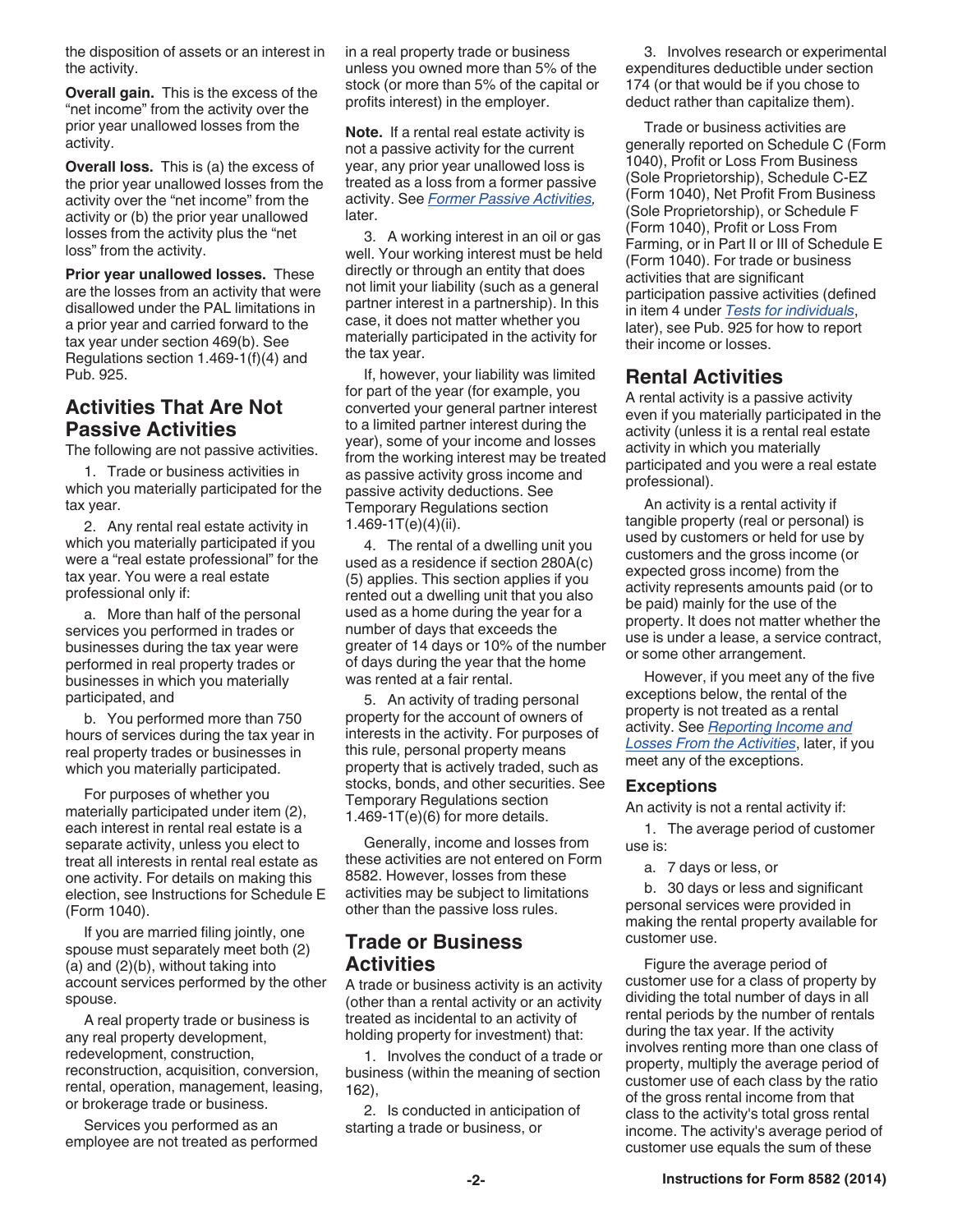the disposition of assets or an interest in the activity.

**Overall gain.** This is the excess of the "net income" from the activity over the prior year unallowed losses from the activity.

**Overall loss.** This is (a) the excess of the prior year unallowed losses from the activity over the "net income" from the activity or (b) the prior year unallowed losses from the activity plus the "net loss" from the activity.

**Prior year unallowed losses.** These are the losses from an activity that were disallowed under the PAL limitations in a prior year and carried forward to the tax year under section 469(b). See Regulations section 1.469-1(f)(4) and Pub. 925.

## Activities That Are Not Passive Activities

The following are not passive activities.

1. Trade or business activities in which you materially participated for the tax year.

2. Any rental real estate activity in which you materially participated if you were a "real estate professional" for the tax year. You were a real estate professional only if:

a. More than half of the personal services you performed in trades or businesses during the tax year were performed in real property trades or businesses in which you materially participated, and

b. You performed more than 750 hours of services during the tax year in real property trades or businesses in which you materially participated.

For purposes of whether you materially participated under item (2), each interest in rental real estate is a separate activity, unless you elect to treat all interests in rental real estate as one activity. For details on making this election, see Instructions for Schedule E (Form 1040).

If you are married filing jointly, one spouse must separately meet both (2)(a) and (2)(b), without taking into account services performed by the other spouse.

A real property trade or business is any real property development, redevelopment, construction, reconstruction, acquisition, conversion, rental, operation, management, leasing, or brokerage trade or business.

Services you performed as an employee are not treated as performed in a real property trade or business unless you owned more than 5% of the stock (or more than 5% of the capital or profits interest) in the employer.

**Note.** If a rental real estate activity is not a passive activity for the current year, any prior year unallowed loss is treated as a loss from a former passive activity. See *Former Passive Activities,* later.

3. A working interest in an oil or gas well. Your working interest must be held directly or through an entity that does not limit your liability (such as a general partner interest in a partnership). In this case, it does not matter whether you materially participated in the activity for the tax year.

If, however, your liability was limited for part of the year (for example, you converted your general partner interest to a limited partner interest during the year), some of your income and losses from the working interest may be treated as passive activity gross income and passive activity deductions. See Temporary Regulations section 1.469-1T(e)(4)(ii).

4. The rental of a dwelling unit you used as a residence if section 280A(c)(5) applies. This section applies if you rented out a dwelling unit that you also used as a home during the year for a number of days that exceeds the greater of 14 days or 10% of the number of days during the year that the home was rented at a fair rental.

5. An activity of trading personal property for the account of owners of interests in the activity. For purposes of this rule, personal property means property that is actively traded, such as stocks, bonds, and other securities. See Temporary Regulations section 1.469-1T(e)(6) for more details.

Generally, income and losses from these activities are not entered on Form 8582. However, losses from these activities may be subject to limitations other than the passive loss rules.

## Trade or Business Activities

A trade or business activity is an activity (other than a rental activity or an activity treated as incidental to an activity of holding property for investment) that:

1. Involves the conduct of a trade or business (within the meaning of section 162),

2. Is conducted in anticipation of starting a trade or business, or

3. Involves research or experimental expenditures deductible under section 174 (or that would be if you chose to deduct rather than capitalize them).

Trade or business activities are generally reported on Schedule C (Form 1040), Profit or Loss From Business (Sole Proprietorship), Schedule C-EZ (Form 1040), Net Profit From Business (Sole Proprietorship), or Schedule F (Form 1040), Profit or Loss From Farming, or in Part II or III of Schedule E (Form 1040). For trade or business activities that are significant participation passive activities (defined in item 4 under *Tests for individuals*, later), see Pub. 925 for how to report their income or losses.

## Rental Activities

A rental activity is a passive activity even if you materially participated in the activity (unless it is a rental real estate activity in which you materially participated and you were a real estate professional).

An activity is a rental activity if tangible property (real or personal) is used by customers or held for use by customers and the gross income (or expected gross income) from the activity represents amounts paid (or to be paid) mainly for the use of the property. It does not matter whether the use is under a lease, a service contract, or some other arrangement.

However, if you meet any of the five exceptions below, the rental of the property is not treated as a rental activity. See *Reporting Income and Losses From the Activities*, later, if you meet any of the exceptions.

### Exceptions

An activity is not a rental activity if:

1. The average period of customer use is:

a. 7 days or less, or

b. 30 days or less and significant personal services were provided in making the rental property available for customer use.

Figure the average period of customer use for a class of property by dividing the total number of days in all rental periods by the number of rentals during the tax year. If the activity involves renting more than one class of property, multiply the average period of customer use of each class by the ratio of the gross rental income from that class to the activity's total gross rental income. The activity's average period of customer use equals the sum of these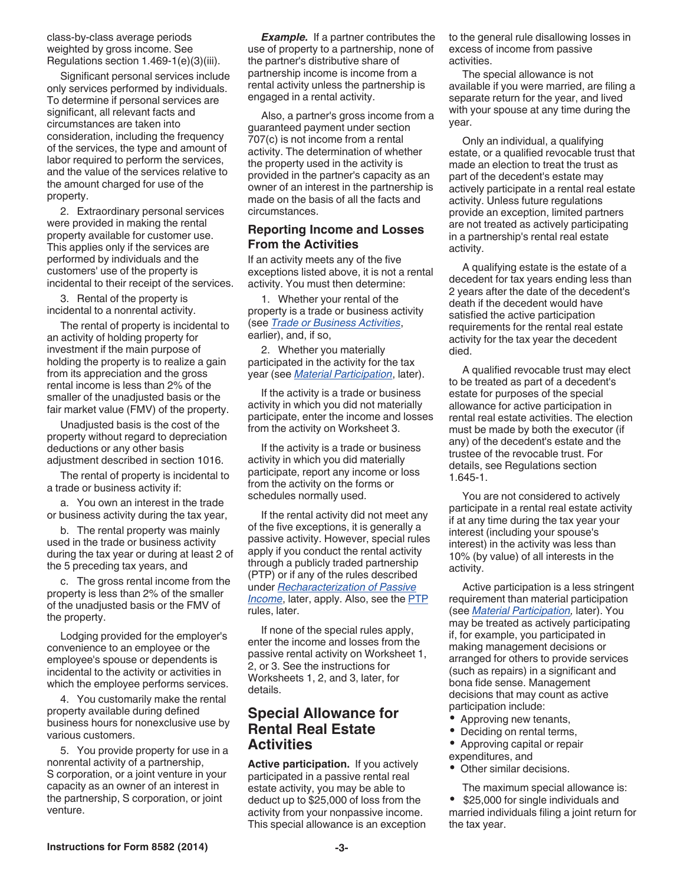class-by-class average periods weighted by gross income. See Regulations section 1.469-1(e)(3)(iii).

Significant personal services include only services performed by individuals. To determine if personal services are significant, all relevant facts and circumstances are taken into consideration, including the frequency of the services, the type and amount of labor required to perform the services, and the value of the services relative to the amount charged for use of the property.

2. Extraordinary personal services were provided in making the rental property available for customer use. This applies only if the services are performed by individuals and the customers' use of the property is incidental to their receipt of the services.

3. Rental of the property is incidental to a nonrental activity.

The rental of property is incidental to an activity of holding property for investment if the main purpose of holding the property is to realize a gain from its appreciation and the gross rental income is less than 2% of the smaller of the unadjusted basis or the fair market value (FMV) of the property.

Unadjusted basis is the cost of the property without regard to depreciation deductions or any other basis adjustment described in section 1016.

The rental of property is incidental to a trade or business activity if:

a. You own an interest in the trade or business activity during the tax year,

b. The rental property was mainly used in the trade or business activity during the tax year or during at least 2 of the 5 preceding tax years, and

c. The gross rental income from the property is less than 2% of the smaller of the unadjusted basis or the FMV of the property.

Lodging provided for the employer's convenience to an employee or the employee's spouse or dependents is incidental to the activity or activities in which the employee performs services.

4. You customarily make the rental property available during defined business hours for nonexclusive use by various customers.

5. You provide property for use in a nonrental activity of a partnership, S corporation, or a joint venture in your capacity as an owner of an interest in the partnership, S corporation, or joint venture.

***Example.*** If a partner contributes the use of property to a partnership, none of the partner's distributive share of partnership income is income from a rental activity unless the partnership is engaged in a rental activity.

Also, a partner's gross income from a guaranteed payment under section 707(c) is not income from a rental activity. The determination of whether the property used in the activity is provided in the partner's capacity as an owner of an interest in the partnership is made on the basis of all the facts and circumstances.

### Reporting Income and Losses From the Activities

If an activity meets any of the five exceptions listed above, it is not a rental activity. You must then determine:

1. Whether your rental of the property is a trade or business activity (see *Trade or Business Activities*, earlier), and, if so,

2. Whether you materially participated in the activity for the tax year (see *Material Participation*, later).

If the activity is a trade or business activity in which you did not materially participate, enter the income and losses from the activity on Worksheet 3.

If the activity is a trade or business activity in which you did materially participate, report any income or loss from the activity on the forms or schedules normally used.

If the rental activity did not meet any of the five exceptions, it is generally a passive activity. However, special rules apply if you conduct the rental activity through a publicly traded partnership (PTP) or if any of the rules described under *Recharacterization of Passive Income*, later, apply. Also, see the PTP rules, later.

If none of the special rules apply, enter the income and losses from the passive rental activity on Worksheet 1, 2, or 3. See the instructions for Worksheets 1, 2, and 3, later, for details.

## Special Allowance for Rental Real Estate Activities

**Active participation.** If you actively participated in a passive rental real estate activity, you may be able to deduct up to $25,000 of loss from the activity from your nonpassive income. This special allowance is an exception to the general rule disallowing losses in excess of income from passive activities.

The special allowance is not available if you were married, are filing a separate return for the year, and lived with your spouse at any time during the year.

Only an individual, a qualifying estate, or a qualified revocable trust that made an election to treat the trust as part of the decedent's estate may actively participate in a rental real estate activity. Unless future regulations provide an exception, limited partners are not treated as actively participating in a partnership's rental real estate activity.

A qualifying estate is the estate of a decedent for tax years ending less than 2 years after the date of the decedent's death if the decedent would have satisfied the active participation requirements for the rental real estate activity for the tax year the decedent died.

A qualified revocable trust may elect to be treated as part of a decedent's estate for purposes of the special allowance for active participation in rental real estate activities. The election must be made by both the executor (if any) of the decedent's estate and the trustee of the revocable trust. For details, see Regulations section 1.645-1.

You are not considered to actively participate in a rental real estate activity if at any time during the tax year your interest (including your spouse's interest) in the activity was less than 10% (by value) of all interests in the activity.

Active participation is a less stringent requirement than material participation (see *Material Participation,* later). You may be treated as actively participating if, for example, you participated in making management decisions or arranged for others to provide services (such as repairs) in a significant and bona fide sense. Management decisions that may count as active participation include:

- Approving new tenants,
- Deciding on rental terms,
- Approving capital or repair expenditures, and
- Other similar decisions.

The maximum special allowance is:

- $25,000 for single individuals and married individuals filing a joint return for the tax year.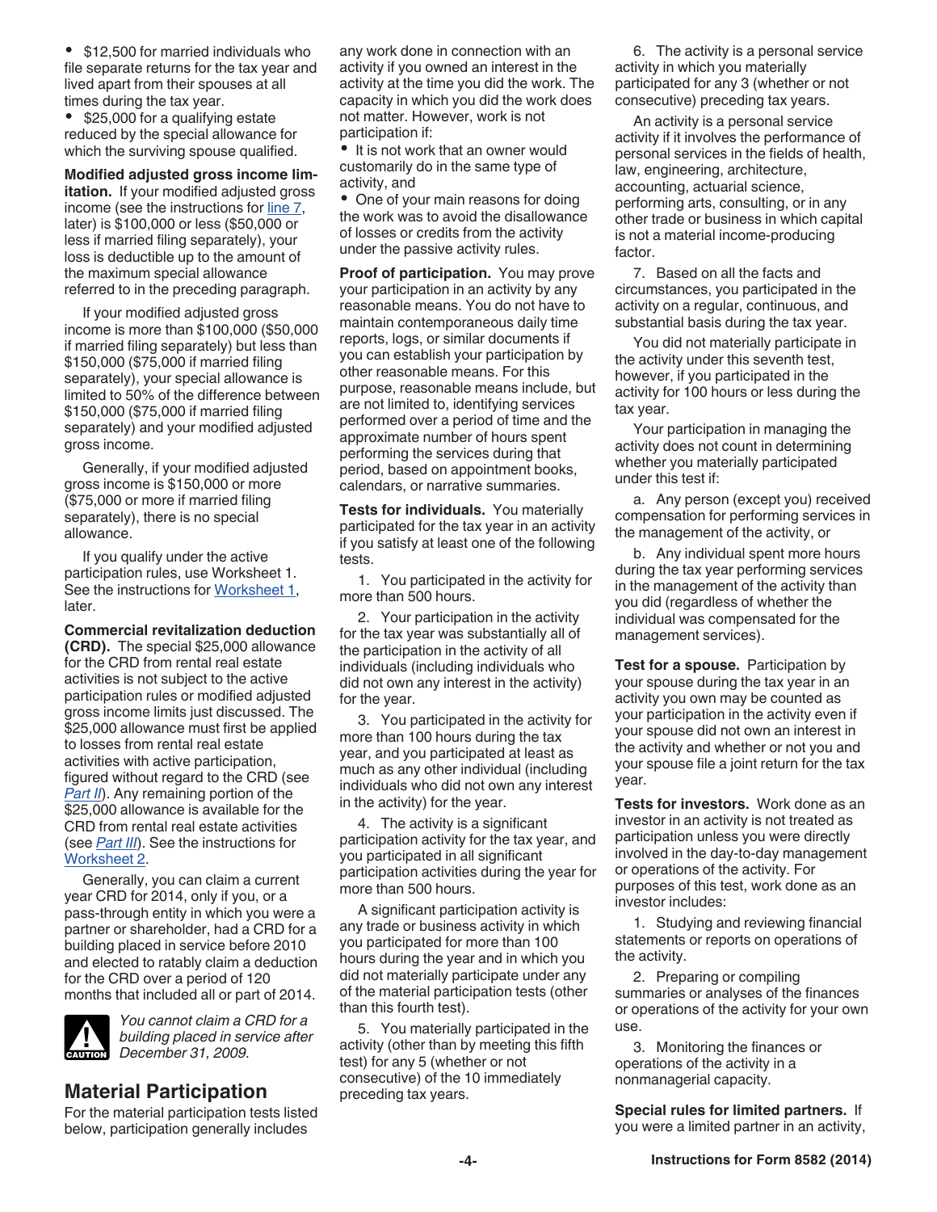- $12,500 for married individuals who file separate returns for the tax year and lived apart from their spouses at all times during the tax year.
- $25,000 for a qualifying estate reduced by the special allowance for which the surviving spouse qualified.

**Modified adjusted gross income limitation.** If your modified adjusted gross income (see the instructions for line 7, later) is $100,000 or less ($50,000 or less if married filing separately), your loss is deductible up to the amount of the maximum special allowance referred to in the preceding paragraph.

If your modified adjusted gross income is more than $100,000 ($50,000 if married filing separately) but less than $150,000 ($75,000 if married filing separately), your special allowance is limited to 50% of the difference between $150,000 ($75,000 if married filing separately) and your modified adjusted gross income.

Generally, if your modified adjusted gross income is $150,000 or more ($75,000 or more if married filing separately), there is no special allowance.

If you qualify under the active participation rules, use Worksheet 1. See the instructions for Worksheet 1, later.

**Commercial revitalization deduction (CRD).** The special $25,000 allowance for the CRD from rental real estate activities is not subject to the active participation rules or modified adjusted gross income limits just discussed. The $25,000 allowance must first be applied to losses from rental real estate activities with active participation, figured without regard to the CRD (see *Part II*). Any remaining portion of the $25,000 allowance is available for the CRD from rental real estate activities (see *Part III*). See the instructions for Worksheet 2.

Generally, you can claim a current year CRD for 2014, only if you, or a pass-through entity in which you were a partner or shareholder, had a CRD for a building placed in service before 2010 and elected to ratably claim a deduction for the CRD over a period of 120 months that included all or part of 2014.

**CAUTION:** *You cannot claim a CRD for a building placed in service after December 31, 2009.*

## Material Participation

For the material participation tests listed below, participation generally includes any work done in connection with an activity if you owned an interest in the activity at the time you did the work. The capacity in which you did the work does not matter. However, work is not participation if:

- It is not work that an owner would customarily do in the same type of activity, and
- One of your main reasons for doing the work was to avoid the disallowance of losses or credits from the activity under the passive activity rules.

**Proof of participation.** You may prove your participation in an activity by any reasonable means. You do not have to maintain contemporaneous daily time reports, logs, or similar documents if you can establish your participation by other reasonable means. For this purpose, reasonable means include, but are not limited to, identifying services performed over a period of time and the approximate number of hours spent performing the services during that period, based on appointment books, calendars, or narrative summaries.

**Tests for individuals.** You materially participated for the tax year in an activity if you satisfy at least one of the following tests.

1. You participated in the activity for more than 500 hours.

2. Your participation in the activity for the tax year was substantially all of the participation in the activity of all individuals (including individuals who did not own any interest in the activity) for the year.

3. You participated in the activity for more than 100 hours during the tax year, and you participated at least as much as any other individual (including individuals who did not own any interest in the activity) for the year.

4. The activity is a significant participation activity for the tax year, and you participated in all significant participation activities during the year for more than 500 hours.

A significant participation activity is any trade or business activity in which you participated for more than 100 hours during the year and in which you did not materially participate under any of the material participation tests (other than this fourth test).

5. You materially participated in the activity (other than by meeting this fifth test) for any 5 (whether or not consecutive) of the 10 immediately preceding tax years.

6. The activity is a personal service activity in which you materially participated for any 3 (whether or not consecutive) preceding tax years.

An activity is a personal service activity if it involves the performance of personal services in the fields of health, law, engineering, architecture, accounting, actuarial science, performing arts, consulting, or in any other trade or business in which capital is not a material income-producing factor.

7. Based on all the facts and circumstances, you participated in the activity on a regular, continuous, and substantial basis during the tax year.

You did not materially participate in the activity under this seventh test, however, if you participated in the activity for 100 hours or less during the tax year.

Your participation in managing the activity does not count in determining whether you materially participated under this test if:

a. Any person (except you) received compensation for performing services in the management of the activity, or

b. Any individual spent more hours during the tax year performing services in the management of the activity than you did (regardless of whether the individual was compensated for the management services).

**Test for a spouse.** Participation by your spouse during the tax year in an activity you own may be counted as your participation in the activity even if your spouse did not own an interest in the activity and whether or not you and your spouse file a joint return for the tax year.

**Tests for investors.** Work done as an investor in an activity is not treated as participation unless you were directly involved in the day-to-day management or operations of the activity. For purposes of this test, work done as an investor includes:

1. Studying and reviewing financial statements or reports on operations of the activity.

2. Preparing or compiling summaries or analyses of the finances or operations of the activity for your own use.

3. Monitoring the finances or operations of the activity in a nonmanagerial capacity.

**Special rules for limited partners.** If you were a limited partner in an activity,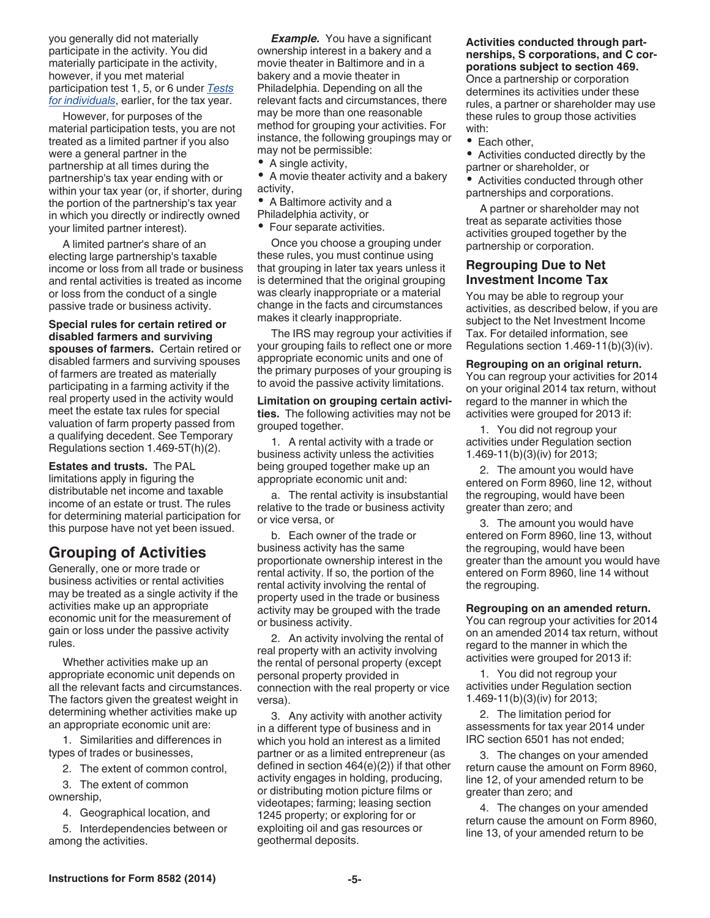you generally did not materially participate in the activity. You did materially participate in the activity, however, if you met material participation test 1, 5, or 6 under *Tests for individuals*, earlier, for the tax year.

However, for purposes of the material participation tests, you are not treated as a limited partner if you also were a general partner in the partnership at all times during the partnership's tax year ending with or within your tax year (or, if shorter, during the portion of the partnership's tax year in which you directly or indirectly owned your limited partner interest).

A limited partner's share of an electing large partnership's taxable income or loss from all trade or business and rental activities is treated as income or loss from the conduct of a single passive trade or business activity.

**Special rules for certain retired or disabled farmers and surviving spouses of farmers.** Certain retired or disabled farmers and surviving spouses of farmers are treated as materially participating in a farming activity if the real property used in the activity would meet the estate tax rules for special valuation of farm property passed from a qualifying decedent. See Temporary Regulations section 1.469-5T(h)(2).

**Estates and trusts.** The PAL limitations apply in figuring the distributable net income and taxable income of an estate or trust. The rules for determining material participation for this purpose have not yet been issued.

## Grouping of Activities

Generally, one or more trade or business activities or rental activities may be treated as a single activity if the activities make up an appropriate economic unit for the measurement of gain or loss under the passive activity rules.

Whether activities make up an appropriate economic unit depends on all the relevant facts and circumstances. The factors given the greatest weight in determining whether activities make up an appropriate economic unit are:

1. Similarities and differences in types of trades or businesses,
2. The extent of common control,
3. The extent of common ownership,
4. Geographical location, and
5. Interdependencies between or among the activities.

***Example.*** You have a significant ownership interest in a bakery and a movie theater in Baltimore and in a bakery and a movie theater in Philadelphia. Depending on all the relevant facts and circumstances, there may be more than one reasonable method for grouping your activities. For instance, the following groupings may or may not be permissible:

- A single activity,
- A movie theater activity and a bakery activity,
- A Baltimore activity and a Philadelphia activity, or
- Four separate activities.

Once you choose a grouping under these rules, you must continue using that grouping in later tax years unless it is determined that the original grouping was clearly inappropriate or a material change in the facts and circumstances makes it clearly inappropriate.

The IRS may regroup your activities if your grouping fails to reflect one or more appropriate economic units and one of the primary purposes of your grouping is to avoid the passive activity limitations.

**Limitation on grouping certain activities.** The following activities may not be grouped together.

1. A rental activity with a trade or business activity unless the activities being grouped together make up an appropriate economic unit and:

   a. The rental activity is insubstantial relative to the trade or business activity or vice versa, or

   b. Each owner of the trade or business activity has the same proportionate ownership interest in the rental activity. If so, the portion of the rental activity involving the rental of property used in the trade or business activity may be grouped with the trade or business activity.

2. An activity involving the rental of real property with an activity involving the rental of personal property (except personal property provided in connection with the real property or vice versa).

3. Any activity with another activity in a different type of business and in which you hold an interest as a limited partner or as a limited entrepreneur (as defined in section 464(e)(2)) if that other activity engages in holding, producing, or distributing motion picture films or videotapes; farming; leasing section 1245 property; or exploring for or exploiting oil and gas resources or geothermal deposits.

**Activities conducted through partnerships, S corporations, and C corporations subject to section 469.** Once a partnership or corporation determines its activities under these rules, a partner or shareholder may use these rules to group those activities with:

- Each other,
- Activities conducted directly by the partner or shareholder, or
- Activities conducted through other partnerships and corporations.

A partner or shareholder may not treat as separate activities those activities grouped together by the partnership or corporation.

### Regrouping Due to Net Investment Income Tax

You may be able to regroup your activities, as described below, if you are subject to the Net Investment Income Tax. For detailed information, see Regulations section 1.469-11(b)(3)(iv).

**Regrouping on an original return.** You can regroup your activities for 2014 on your original 2014 tax return, without regard to the manner in which the activities were grouped for 2013 if:

1. You did not regroup your activities under Regulation section 1.469-11(b)(3)(iv) for 2013;
2. The amount you would have entered on Form 8960, line 12, without the regrouping, would have been greater than zero; and
3. The amount you would have entered on Form 8960, line 13, without the regrouping, would have been greater than the amount you would have entered on Form 8960, line 14 without the regrouping.

**Regrouping on an amended return.** You can regroup your activities for 2014 on an amended 2014 tax return, without regard to the manner in which the activities were grouped for 2013 if:

1. You did not regroup your activities under Regulation section 1.469-11(b)(3)(iv) for 2013;
2. The limitation period for assessments for tax year 2014 under IRC section 6501 has not ended;
3. The changes on your amended return cause the amount on Form 8960, line 12, of your amended return to be greater than zero; and
4. The changes on your amended return cause the amount on Form 8960, line 13, of your amended return to be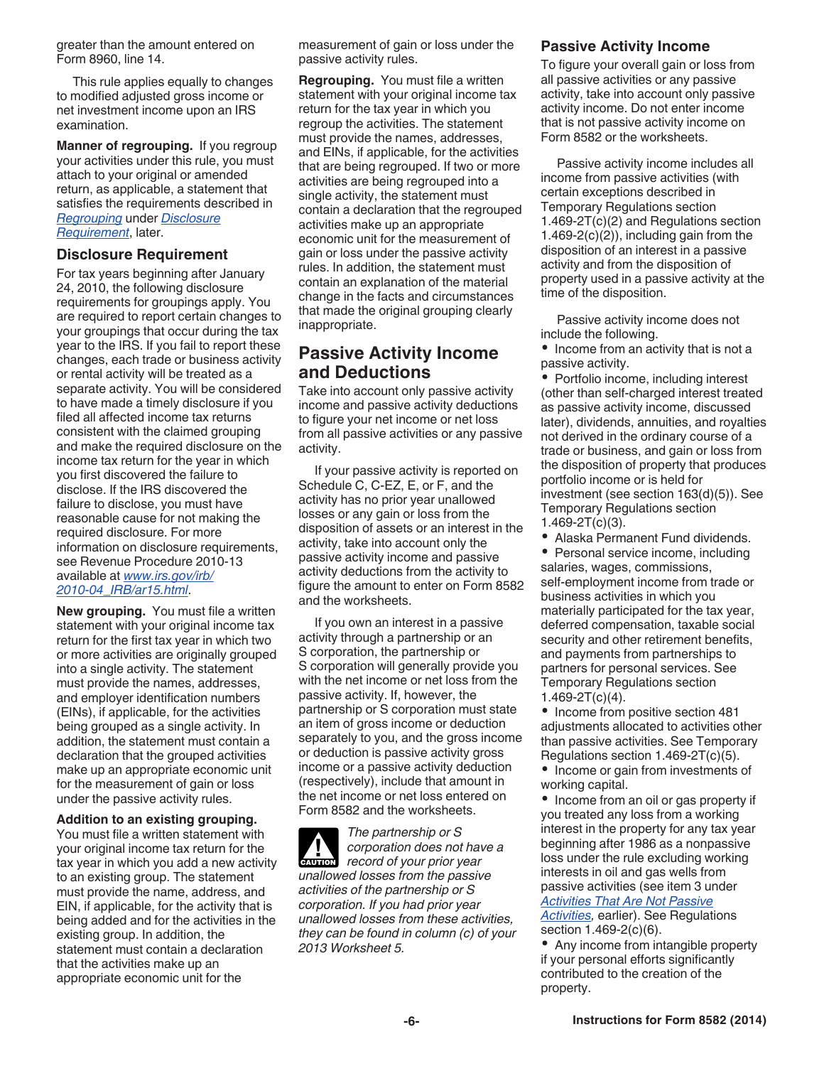greater than the amount entered on Form 8960, line 14.

This rule applies equally to changes to modified adjusted gross income or net investment income upon an IRS examination.

**Manner of regrouping.** If you regroup your activities under this rule, you must attach to your original or amended return, as applicable, a statement that satisfies the requirements described in *Regrouping* under *Disclosure Requirement*, later.

### Disclosure Requirement

For tax years beginning after January 24, 2010, the following disclosure requirements for groupings apply. You are required to report certain changes to your groupings that occur during the tax year to the IRS. If you fail to report these changes, each trade or business activity or rental activity will be treated as a separate activity. You will be considered to have made a timely disclosure if you filed all affected income tax returns consistent with the claimed grouping and make the required disclosure on the income tax return for the year in which you first discovered the failure to disclose. If the IRS discovered the failure to disclose, you must have reasonable cause for not making the required disclosure. For more information on disclosure requirements, see Revenue Procedure 2010-13 available at *www.irs.gov/irb/2010-04_IRB/ar15.html*.

**New grouping.** You must file a written statement with your original income tax return for the first tax year in which two or more activities are originally grouped into a single activity. The statement must provide the names, addresses, and employer identification numbers (EINs), if applicable, for the activities being grouped as a single activity. In addition, the statement must contain a declaration that the grouped activities make up an appropriate economic unit for the measurement of gain or loss under the passive activity rules.

**Addition to an existing grouping.** You must file a written statement with your original income tax return for the tax year in which you add a new activity to an existing group. The statement must provide the name, address, and EIN, if applicable, for the activity that is being added and for the activities in the existing group. In addition, the statement must contain a declaration that the activities make up an appropriate economic unit for the measurement of gain or loss under the passive activity rules.

**Regrouping.** You must file a written statement with your original income tax return for the tax year in which you regroup the activities. The statement must provide the names, addresses, and EINs, if applicable, for the activities that are being regrouped. If two or more activities are being regrouped into a single activity, the statement must contain a declaration that the regrouped activities make up an appropriate economic unit for the measurement of gain or loss under the passive activity rules. In addition, the statement must contain an explanation of the material change in the facts and circumstances that made the original grouping clearly inappropriate.

## Passive Activity Income and Deductions

Take into account only passive activity income and passive activity deductions to figure your net income or net loss from all passive activities or any passive activity.

If your passive activity is reported on Schedule C, C-EZ, E, or F, and the activity has no prior year unallowed losses or any gain or loss from the disposition of assets or an interest in the activity, take into account only the passive activity income and passive activity deductions from the activity to figure the amount to enter on Form 8582 and the worksheets.

If you own an interest in a passive activity through a partnership or an S corporation, the partnership or S corporation will generally provide you with the net income or net loss from the passive activity. If, however, the partnership or S corporation must state an item of gross income or deduction separately to you, and the gross income or deduction is passive activity gross income or a passive activity deduction (respectively), include that amount in the net income or net loss entered on Form 8582 and the worksheets.

**CAUTION** *The partnership or S corporation does not have a record of your prior year unallowed losses from the passive activities of the partnership or S corporation. If you had prior year unallowed losses from these activities, they can be found in column (c) of your 2013 Worksheet 5.*

### Passive Activity Income

To figure your overall gain or loss from all passive activities or any passive activity, take into account only passive activity income. Do not enter income that is not passive activity income on Form 8582 or the worksheets.

Passive activity income includes all income from passive activities (with certain exceptions described in Temporary Regulations section 1.469-2T(c)(2) and Regulations section 1.469-2(c)(2)), including gain from the disposition of an interest in a passive activity and from the disposition of property used in a passive activity at the time of the disposition.

Passive activity income does not include the following.

- Income from an activity that is not a passive activity.
- Portfolio income, including interest (other than self-charged interest treated as passive activity income, discussed later), dividends, annuities, and royalties not derived in the ordinary course of a trade or business, and gain or loss from the disposition of property that produces portfolio income or is held for investment (see section 163(d)(5)). See Temporary Regulations section 1.469-2T(c)(3).
- Alaska Permanent Fund dividends.
- Personal service income, including salaries, wages, commissions, self-employment income from trade or business activities in which you materially participated for the tax year, deferred compensation, taxable social security and other retirement benefits, and payments from partnerships to partners for personal services. See Temporary Regulations section 1.469-2T(c)(4).
- Income from positive section 481 adjustments allocated to activities other than passive activities. See Temporary Regulations section 1.469-2T(c)(5).
- Income or gain from investments of working capital.
- Income from an oil or gas property if you treated any loss from a working interest in the property for any tax year beginning after 1986 as a nonpassive loss under the rule excluding working interests in oil and gas wells from passive activities (see item 3 under *Activities That Are Not Passive Activities*, earlier). See Regulations section 1.469-2(c)(6).
- Any income from intangible property if your personal efforts significantly contributed to the creation of the property.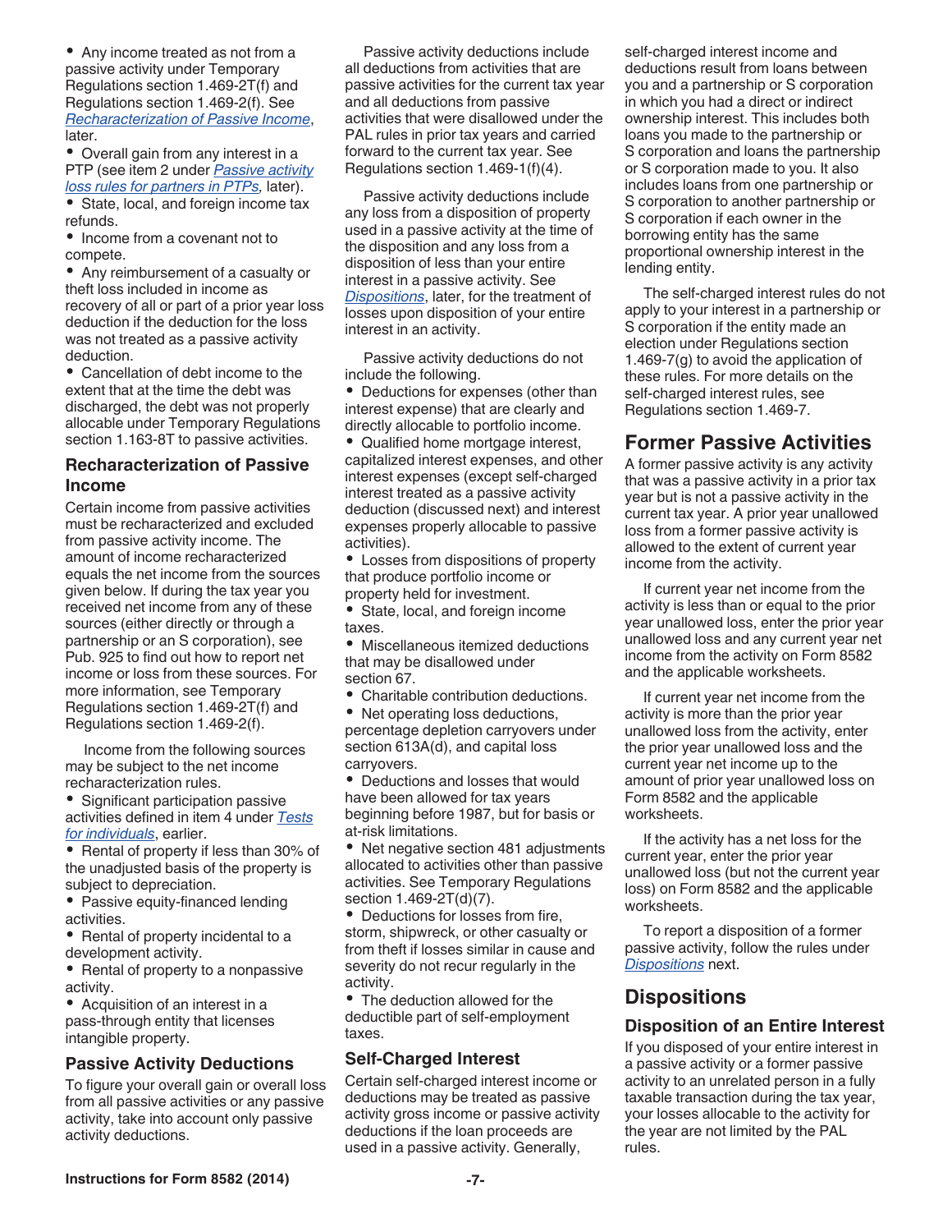- Any income treated as not from a passive activity under Temporary Regulations section 1.469-2T(f) and Regulations section 1.469-2(f). See *Recharacterization of Passive Income*, later.
- Overall gain from any interest in a PTP (see item 2 under *Passive activity loss rules for partners in PTPs*, later).
- State, local, and foreign income tax refunds.
- Income from a covenant not to compete.
- Any reimbursement of a casualty or theft loss included in income as recovery of all or part of a prior year loss deduction if the deduction for the loss was not treated as a passive activity deduction.
- Cancellation of debt income to the extent that at the time the debt was discharged, the debt was not properly allocable under Temporary Regulations section 1.163-8T to passive activities.

### Recharacterization of Passive Income

Certain income from passive activities must be recharacterized and excluded from passive activity income. The amount of income recharacterized equals the net income from the sources given below. If during the tax year you received net income from any of these sources (either directly or through a partnership or an S corporation), see Pub. 925 to find out how to report net income or loss from these sources. For more information, see Temporary Regulations section 1.469-2T(f) and Regulations section 1.469-2(f).

Income from the following sources may be subject to the net income recharacterization rules.

- Significant participation passive activities defined in item 4 under *Tests for individuals*, earlier.
- Rental of property if less than 30% of the unadjusted basis of the property is subject to depreciation.
- Passive equity-financed lending activities.
- Rental of property incidental to a development activity.
- Rental of property to a nonpassive activity.
- Acquisition of an interest in a pass-through entity that licenses intangible property.

### Passive Activity Deductions

To figure your overall gain or overall loss from all passive activities or any passive activity, take into account only passive activity deductions.

Passive activity deductions include all deductions from activities that are passive activities for the current tax year and all deductions from passive activities that were disallowed under the PAL rules in prior tax years and carried forward to the current tax year. See Regulations section 1.469-1(f)(4).

Passive activity deductions include any loss from a disposition of property used in a passive activity at the time of the disposition and any loss from a disposition of less than your entire interest in a passive activity. See *Dispositions*, later, for the treatment of losses upon disposition of your entire interest in an activity.

Passive activity deductions do not include the following.

- Deductions for expenses (other than interest expense) that are clearly and directly allocable to portfolio income.
- Qualified home mortgage interest, capitalized interest expenses, and other interest expenses (except self-charged interest treated as a passive activity deduction (discussed next) and interest expenses properly allocable to passive activities).
- Losses from dispositions of property that produce portfolio income or property held for investment.
- State, local, and foreign income taxes.
- Miscellaneous itemized deductions that may be disallowed under section 67.
- Charitable contribution deductions.
- Net operating loss deductions, percentage depletion carryovers under section 613A(d), and capital loss carryovers.
- Deductions and losses that would have been allowed for tax years beginning before 1987, but for basis or at-risk limitations.
- Net negative section 481 adjustments allocated to activities other than passive activities. See Temporary Regulations section 1.469-2T(d)(7).
- Deductions for losses from fire, storm, shipwreck, or other casualty or from theft if losses similar in cause and severity do not recur regularly in the activity.
- The deduction allowed for the deductible part of self-employment taxes.

### Self-Charged Interest

Certain self-charged interest income or deductions may be treated as passive activity gross income or passive activity deductions if the loan proceeds are used in a passive activity. Generally, self-charged interest income and deductions result from loans between you and a partnership or S corporation in which you had a direct or indirect ownership interest. This includes both loans you made to the partnership or S corporation and loans the partnership or S corporation made to you. It also includes loans from one partnership or S corporation to another partnership or S corporation if each owner in the borrowing entity has the same proportional ownership interest in the lending entity.

The self-charged interest rules do not apply to your interest in a partnership or S corporation if the entity made an election under Regulations section 1.469-7(g) to avoid the application of these rules. For more details on the self-charged interest rules, see Regulations section 1.469-7.

## Former Passive Activities

A former passive activity is any activity that was a passive activity in a prior tax year but is not a passive activity in the current tax year. A prior year unallowed loss from a former passive activity is allowed to the extent of current year income from the activity.

If current year net income from the activity is less than or equal to the prior year unallowed loss, enter the prior year unallowed loss and any current year net income from the activity on Form 8582 and the applicable worksheets.

If current year net income from the activity is more than the prior year unallowed loss from the activity, enter the prior year unallowed loss and the current year net income up to the amount of prior year unallowed loss on Form 8582 and the applicable worksheets.

If the activity has a net loss for the current year, enter the prior year unallowed loss (but not the current year loss) on Form 8582 and the applicable worksheets.

To report a disposition of a former passive activity, follow the rules under *Dispositions* next.

## Dispositions

### Disposition of an Entire Interest

If you disposed of your entire interest in a passive activity or a former passive activity to an unrelated person in a fully taxable transaction during the tax year, your losses allocable to the activity for the year are not limited by the PAL rules.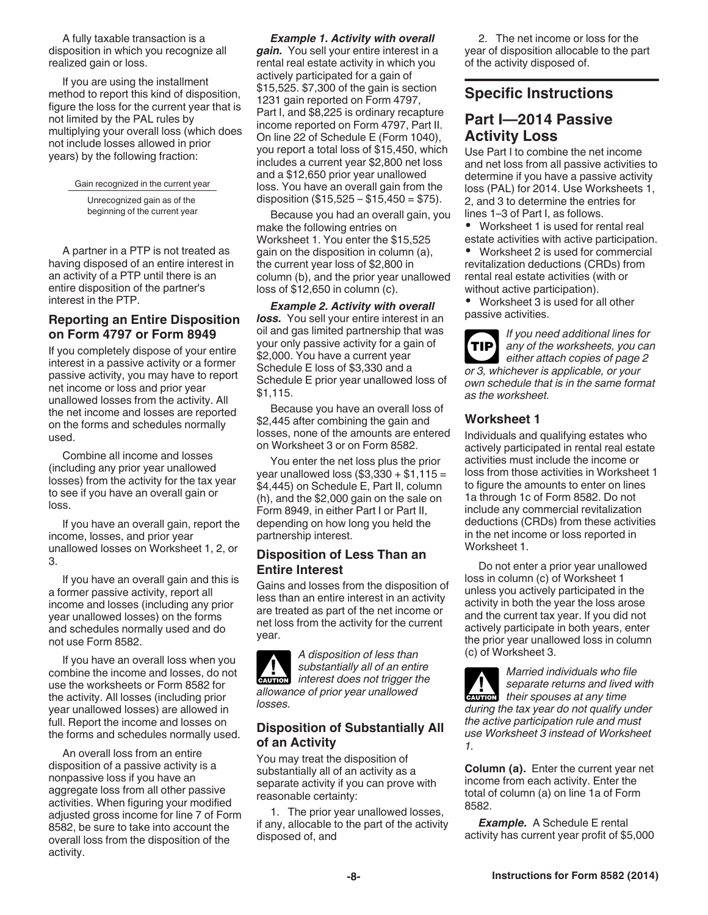A fully taxable transaction is a disposition in which you recognize all realized gain or loss.

If you are using the installment method to report this kind of disposition, figure the loss for the current year that is not limited by the PAL rules by multiplying your overall loss (which does not include losses allowed in prior years) by the following fraction:

$$\frac{\text{Gain recognized in the current year}}{\text{Unrecognized gain as of the beginning of the current year}}$$

A partner in a PTP is not treated as having disposed of an entire interest in an activity of a PTP until there is an entire disposition of the partner's interest in the PTP.

### Reporting an Entire Disposition on Form 4797 or Form 8949

If you completely dispose of your entire interest in a passive activity or a former passive activity, you may have to report net income or loss and prior year unallowed losses from the activity. All the net income and losses are reported on the forms and schedules normally used.

Combine all income and losses (including any prior year unallowed losses) from the activity for the tax year to see if you have an overall gain or loss.

If you have an overall gain, report the income, losses, and prior year unallowed losses on Worksheet 1, 2, or 3.

If you have an overall gain and this is a former passive activity, report all income and losses (including any prior year unallowed losses) on the forms and schedules normally used and do not use Form 8582.

If you have an overall loss when you combine the income and losses, do not use the worksheets or Form 8582 for the activity. All losses (including prior year unallowed losses) are allowed in full. Report the income and losses on the forms and schedules normally used.

An overall loss from an entire disposition of a passive activity is a nonpassive loss if you have an aggregate loss from all other passive activities. When figuring your modified adjusted gross income for line 7 of Form 8582, be sure to take into account the overall loss from the disposition of the activity.

***Example 1. Activity with overall gain.*** You sell your entire interest in a rental real estate activity in which you actively participated for a gain of $15,525. $7,300 of the gain is section 1231 gain reported on Form 4797, Part I, and $8,225 is ordinary recapture income reported on Form 4797, Part II. On line 22 of Schedule E (Form 1040), you report a total loss of $15,450, which includes a current year $2,800 net loss and a $12,650 prior year unallowed loss. You have an overall gain from the disposition ($15,525 – $15,450 = $75).

Because you had an overall gain, you make the following entries on Worksheet 1. You enter the $15,525 gain on the disposition in column (a), the current year loss of $2,800 in column (b), and the prior year unallowed loss of $12,650 in column (c).

***Example 2. Activity with overall loss.*** You sell your entire interest in an oil and gas limited partnership that was your only passive activity for a gain of $2,000. You have a current year Schedule E loss of $3,330 and a Schedule E prior year unallowed loss of $1,115.

Because you have an overall loss of $2,445 after combining the gain and losses, none of the amounts are entered on Worksheet 3 or on Form 8582.

You enter the net loss plus the prior year unallowed loss ($3,330 + $1,115 = $4,445) on Schedule E, Part II, column (h), and the $2,000 gain on the sale on Form 8949, in either Part I or Part II, depending on how long you held the partnership interest.

### Disposition of Less Than an Entire Interest

Gains and losses from the disposition of less than an entire interest in an activity are treated as part of the net income or net loss from the activity for the current year.

**CAUTION** *A disposition of less than substantially all of an entire interest does not trigger the allowance of prior year unallowed losses.*

### Disposition of Substantially All of an Activity

You may treat the disposition of substantially all of an activity as a separate activity if you can prove with reasonable certainty:

1. The prior year unallowed losses, if any, allocable to the part of the activity disposed of, and

2. The net income or loss for the year of disposition allocable to the part of the activity disposed of.

## Specific Instructions

## Part I—2014 Passive Activity Loss

Use Part I to combine the net income and net loss from all passive activities to determine if you have a passive activity loss (PAL) for 2014. Use Worksheets 1, 2, and 3 to determine the entries for lines 1–3 of Part I, as follows.

- Worksheet 1 is used for rental real estate activities with active participation.
- Worksheet 2 is used for commercial revitalization deductions (CRDs) from rental real estate activities (with or without active participation).
- Worksheet 3 is used for all other passive activities.

**TIP** *If you need additional lines for any of the worksheets, you can either attach copies of page 2 or 3, whichever is applicable, or your own schedule that is in the same format as the worksheet.*

### Worksheet 1

Individuals and qualifying estates who actively participated in rental real estate activities must include the income or loss from those activities in Worksheet 1 to figure the amounts to enter on lines 1a through 1c of Form 8582. Do not include any commercial revitalization deductions (CRDs) from these activities in the net income or loss reported in Worksheet 1.

Do not enter a prior year unallowed loss in column (c) of Worksheet 1 unless you actively participated in the activity in both the year the loss arose and the current tax year. If you did not actively participate in both years, enter the prior year unallowed loss in column (c) of Worksheet 3.

**CAUTION** *Married individuals who file separate returns and lived with their spouses at any time during the tax year do not qualify under the active participation rule and must use Worksheet 3 instead of Worksheet 1.*

**Column (a).** Enter the current year net income from each activity. Enter the total of column (a) on line 1a of Form 8582.

***Example.*** A Schedule E rental activity has current year profit of $5,000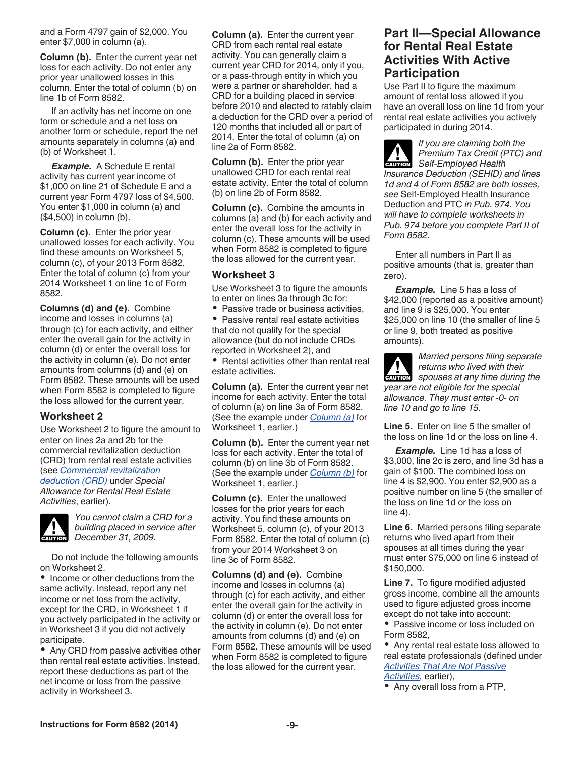and a Form 4797 gain of $2,000. You enter $7,000 in column (a).

**Column (b).** Enter the current year net loss for each activity. Do not enter any prior year unallowed losses in this column. Enter the total of column (b) on line 1b of Form 8582.

If an activity has net income on one form or schedule and a net loss on another form or schedule, report the net amounts separately in columns (a) and (b) of Worksheet 1.

***Example.*** A Schedule E rental activity has current year income of $1,000 on line 21 of Schedule E and a current year Form 4797 loss of $4,500. You enter $1,000 in column (a) and ($4,500) in column (b).

**Column (c).** Enter the prior year unallowed losses for each activity. You find these amounts on Worksheet 5, column (c), of your 2013 Form 8582. Enter the total of column (c) from your 2014 Worksheet 1 on line 1c of Form 8582.

**Columns (d) and (e).** Combine income and losses in columns (a) through (c) for each activity, and either enter the overall gain for the activity in column (d) or enter the overall loss for the activity in column (e). Do not enter amounts from columns (d) and (e) on Form 8582. These amounts will be used when Form 8582 is completed to figure the loss allowed for the current year.

### Worksheet 2

Use Worksheet 2 to figure the amount to enter on lines 2a and 2b for the commercial revitalization deduction (CRD) from rental real estate activities (see *Commercial revitalization deduction (CRD)* under *Special Allowance for Rental Real Estate Activities*, earlier).

**CAUTION** *You cannot claim a CRD for a building placed in service after December 31, 2009.*

Do not include the following amounts on Worksheet 2.

- Income or other deductions from the same activity. Instead, report any net income or net loss from the activity, except for the CRD, in Worksheet 1 if you actively participated in the activity or in Worksheet 3 if you did not actively participate.
- Any CRD from passive activities other than rental real estate activities. Instead, report these deductions as part of the net income or loss from the passive activity in Worksheet 3.

**Column (a).** Enter the current year CRD from each rental real estate activity. You can generally claim a current year CRD for 2014, only if you, or a pass-through entity in which you were a partner or shareholder, had a CRD for a building placed in service before 2010 and elected to ratably claim a deduction for the CRD over a period of 120 months that included all or part of 2014. Enter the total of column (a) on line 2a of Form 8582.

**Column (b).** Enter the prior year unallowed CRD for each rental real estate activity. Enter the total of column (b) on line 2b of Form 8582.

**Column (c).** Combine the amounts in columns (a) and (b) for each activity and enter the overall loss for the activity in column (c). These amounts will be used when Form 8582 is completed to figure the loss allowed for the current year.

### Worksheet 3

Use Worksheet 3 to figure the amounts to enter on lines 3a through 3c for:

- Passive trade or business activities,
- Passive rental real estate activities that do not qualify for the special allowance (but do not include CRDs reported in Worksheet 2), and
- Rental activities other than rental real estate activities.

**Column (a).** Enter the current year net income for each activity. Enter the total of column (a) on line 3a of Form 8582. (See the example under *Column (a)* for Worksheet 1, earlier.)

**Column (b).** Enter the current year net loss for each activity. Enter the total of column (b) on line 3b of Form 8582. (See the example under *Column (b)* for Worksheet 1, earlier.)

**Column (c).** Enter the unallowed losses for the prior years for each activity. You find these amounts on Worksheet 5, column (c), of your 2013 Form 8582. Enter the total of column (c) from your 2014 Worksheet 3 on line 3c of Form 8582.

**Columns (d) and (e).** Combine income and losses in columns (a) through (c) for each activity, and either enter the overall gain for the activity in column (d) or enter the overall loss for the activity in column (e). Do not enter amounts from columns (d) and (e) on Form 8582. These amounts will be used when Form 8582 is completed to figure the loss allowed for the current year.

## Part II—Special Allowance for Rental Real Estate Activities With Active Participation

Use Part II to figure the maximum amount of rental loss allowed if you have an overall loss on line 1d from your rental real estate activities you actively participated in during 2014.

**CAUTION** *If you are claiming both the Premium Tax Credit (PTC) and Self-Employed Health Insurance Deduction (SEHID) and lines 1d and 4 of Form 8582 are both losses, see* Self-Employed Health Insurance Deduction and PTC *in Pub. 974. You will have to complete worksheets in Pub. 974 before you complete Part II of Form 8582.*

Enter all numbers in Part II as positive amounts (that is, greater than zero).

***Example.*** Line 5 has a loss of $42,000 (reported as a positive amount) and line 9 is $25,000. You enter $25,000 on line 10 (the smaller of line 5 or line 9, both treated as positive amounts).

**CAUTION** *Married persons filing separate returns who lived with their spouses at any time during the year are not eligible for the special allowance. They must enter -0- on line 10 and go to line 15.*

**Line 5.** Enter on line 5 the smaller of the loss on line 1d or the loss on line 4.

***Example.*** Line 1d has a loss of $3,000, line 2c is zero, and line 3d has a gain of $100. The combined loss on line 4 is $2,900. You enter $2,900 as a positive number on line 5 (the smaller of the loss on line 1d or the loss on line 4).

**Line 6.** Married persons filing separate returns who lived apart from their spouses at all times during the year must enter $75,000 on line 6 instead of $150,000.

**Line 7.** To figure modified adjusted gross income, combine all the amounts used to figure adjusted gross income except do not take into account:

- Passive income or loss included on Form 8582,
- Any rental real estate loss allowed to real estate professionals (defined under *Activities That Are Not Passive Activities*, earlier),
- Any overall loss from a PTP,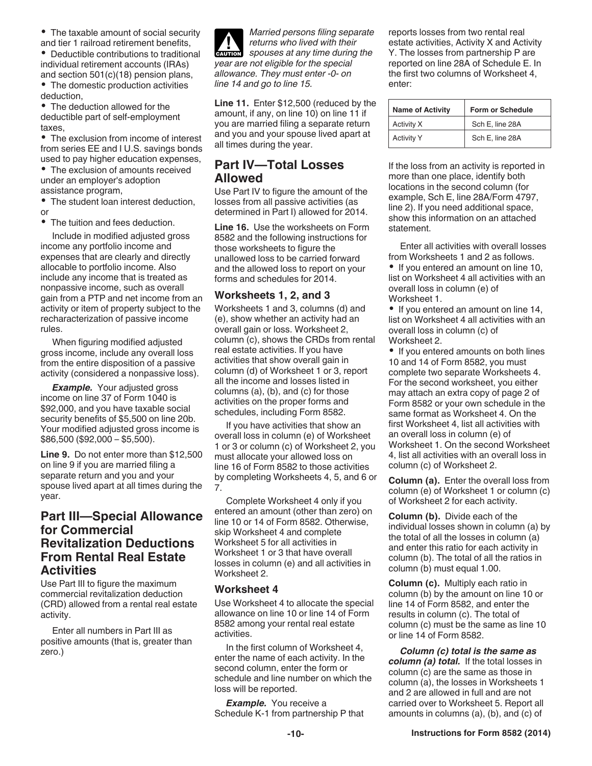- The taxable amount of social security and tier 1 railroad retirement benefits,
- Deductible contributions to traditional individual retirement accounts (IRAs) and section 501(c)(18) pension plans,
- The domestic production activities deduction,
- The deduction allowed for the deductible part of self-employment taxes,
- The exclusion from income of interest from series EE and I U.S. savings bonds used to pay higher education expenses,
- The exclusion of amounts received under an employer's adoption assistance program,
- The student loan interest deduction, or
- The tuition and fees deduction.

Include in modified adjusted gross income any portfolio income and expenses that are clearly and directly allocable to portfolio income. Also include any income that is treated as nonpassive income, such as overall gain from a PTP and net income from an activity or item of property subject to the recharacterization of passive income rules.

When figuring modified adjusted gross income, include any overall loss from the entire disposition of a passive activity (considered a nonpassive loss).

***Example.*** Your adjusted gross income on line 37 of Form 1040 is $92,000, and you have taxable social security benefits of $5,500 on line 20b. Your modified adjusted gross income is $86,500 ($92,000 – $5,500).

**Line 9.** Do not enter more than $12,500 on line 9 if you are married filing a separate return and you and your spouse lived apart at all times during the year.

## Part III—Special Allowance for Commercial Revitalization Deductions From Rental Real Estate Activities

Use Part III to figure the maximum commercial revitalization deduction (CRD) allowed from a rental real estate activity.

Enter all numbers in Part III as positive amounts (that is, greater than zero.)

**CAUTION** *Married persons filing separate returns who lived with their spouses at any time during the year are not eligible for the special allowance. They must enter -0- on line 14 and go to line 15.*

**Line 11.** Enter $12,500 (reduced by the amount, if any, on line 10) on line 11 if you are married filing a separate return and you and your spouse lived apart at all times during the year.

## Part IV—Total Losses Allowed

Use Part IV to figure the amount of the losses from all passive activities (as determined in Part I) allowed for 2014.

**Line 16.** Use the worksheets on Form 8582 and the following instructions for those worksheets to figure the unallowed loss to be carried forward and the allowed loss to report on your forms and schedules for 2014.

### Worksheets 1, 2, and 3

Worksheets 1 and 3, columns (d) and (e), show whether an activity had an overall gain or loss. Worksheet 2, column (c), shows the CRDs from rental real estate activities. If you have activities that show overall gain in column (d) of Worksheet 1 or 3, report all the income and losses listed in columns (a), (b), and (c) for those activities on the proper forms and schedules, including Form 8582.

If you have activities that show an overall loss in column (e) of Worksheet 1 or 3 or column (c) of Worksheet 2, you must allocate your allowed loss on line 16 of Form 8582 to those activities by completing Worksheets 4, 5, and 6 or 7.

Complete Worksheet 4 only if you entered an amount (other than zero) on line 10 or 14 of Form 8582. Otherwise, skip Worksheet 4 and complete Worksheet 5 for all activities in Worksheet 1 or 3 that have overall losses in column (e) and all activities in Worksheet 2.

### Worksheet 4

Use Worksheet 4 to allocate the special allowance on line 10 or line 14 of Form 8582 among your rental real estate activities.

In the first column of Worksheet 4, enter the name of each activity. In the second column, enter the form or schedule and line number on which the loss will be reported.

***Example.*** You receive a Schedule K-1 from partnership P that reports losses from two rental real estate activities, Activity X and Activity Y. The losses from partnership P are reported on line 28A of Schedule E. In the first two columns of Worksheet 4, enter:

| Name of Activity | Form or Schedule |
|---|---|
| Activity X | Sch E, line 28A |
| Activity Y | Sch E, line 28A |

If the loss from an activity is reported in more than one place, identify both locations in the second column (for example, Sch E, line 28A/Form 4797, line 2). If you need additional space, show this information on an attached statement.

Enter all activities with overall losses from Worksheets 1 and 2 as follows.

- If you entered an amount on line 10, list on Worksheet 4 all activities with an overall loss in column (e) of Worksheet 1.
- If you entered an amount on line 14, list on Worksheet 4 all activities with an overall loss in column (c) of Worksheet 2.
- If you entered amounts on both lines 10 and 14 of Form 8582, you must complete two separate Worksheets 4. For the second worksheet, you either may attach an extra copy of page 2 of Form 8582 or your own schedule in the same format as Worksheet 4. On the first Worksheet 4, list all activities with an overall loss in column (e) of Worksheet 1. On the second Worksheet 4, list all activities with an overall loss in column (c) of Worksheet 2.

**Column (a).** Enter the overall loss from column (e) of Worksheet 1 or column (c) of Worksheet 2 for each activity.

**Column (b).** Divide each of the individual losses shown in column (a) by the total of all the losses in column (a) and enter this ratio for each activity in column (b). The total of all the ratios in column (b) must equal 1.00.

**Column (c).** Multiply each ratio in column (b) by the amount on line 10 or line 14 of Form 8582, and enter the results in column (c). The total of column (c) must be the same as line 10 or line 14 of Form 8582.

***Column (c) total is the same as column (a) total.*** If the total losses in column (c) are the same as those in column (a), the losses in Worksheets 1 and 2 are allowed in full and are not carried over to Worksheet 5. Report all amounts in columns (a), (b), and (c) of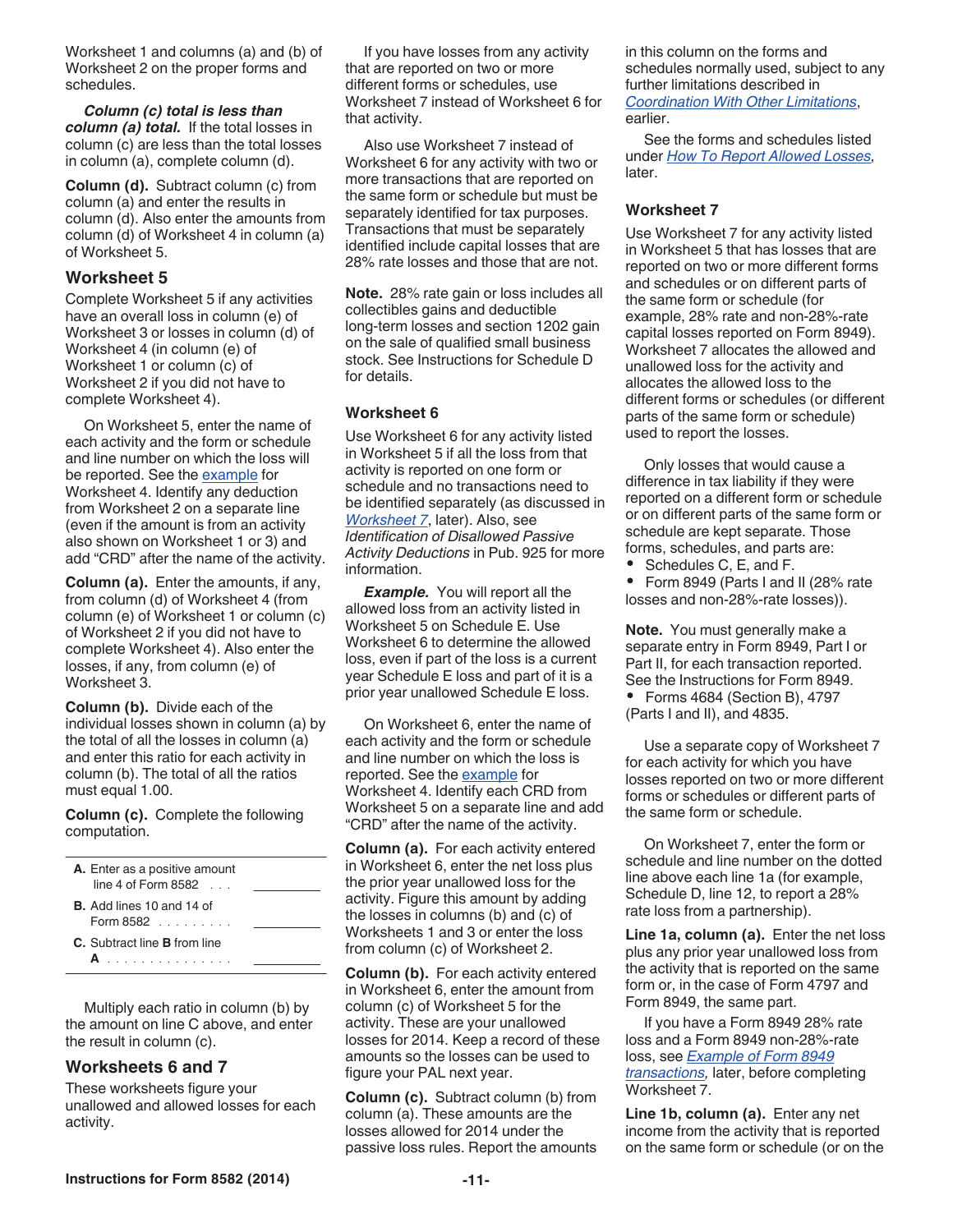Worksheet 1 and columns (a) and (b) of Worksheet 2 on the proper forms and schedules.

***Column (c) total is less than column (a) total.*** If the total losses in column (c) are less than the total losses in column (a), complete column (d).

**Column (d).** Subtract column (c) from column (a) and enter the results in column (d). Also enter the amounts from column (d) of Worksheet 4 in column (a) of Worksheet 5.

## Worksheet 5

Complete Worksheet 5 if any activities have an overall loss in column (e) of Worksheet 3 or losses in column (d) of Worksheet 4 (in column (e) of Worksheet 1 or column (c) of Worksheet 2 if you did not have to complete Worksheet 4).

On Worksheet 5, enter the name of each activity and the form or schedule and line number on which the loss will be reported. See the example for Worksheet 4. Identify any deduction from Worksheet 2 on a separate line (even if the amount is from an activity also shown on Worksheet 1 or 3) and add "CRD" after the name of the activity.

**Column (a).** Enter the amounts, if any, from column (d) of Worksheet 4 (from column (e) of Worksheet 1 or column (c) of Worksheet 2 if you did not have to complete Worksheet 4). Also enter the losses, if any, from column (e) of Worksheet 3.

**Column (b).** Divide each of the individual losses shown in column (a) by the total of all the losses in column (a) and enter this ratio for each activity in column (b). The total of all the ratios must equal 1.00.

**Column (c).** Complete the following computation.

| | |
|---|---|
| **A.** Enter as a positive amount line 4 of Form 8582 . . . | ________ |
| **B.** Add lines 10 and 14 of Form 8582 . . . . . . . . . | ________ |
| **C.** Subtract line **B** from line **A** . . . . . . . . . . . . . . . | ________ |

Multiply each ratio in column (b) by the amount on line C above, and enter the result in column (c).

## Worksheets 6 and 7

These worksheets figure your unallowed and allowed losses for each activity.

If you have losses from any activity that are reported on two or more different forms or schedules, use Worksheet 7 instead of Worksheet 6 for that activity.

Also use Worksheet 7 instead of Worksheet 6 for any activity with two or more transactions that are reported on the same form or schedule but must be separately identified for tax purposes. Transactions that must be separately identified include capital losses that are 28% rate losses and those that are not.

**Note.** 28% rate gain or loss includes all collectibles gains and deductible long-term losses and section 1202 gain on the sale of qualified small business stock. See Instructions for Schedule D for details.

### Worksheet 6

Use Worksheet 6 for any activity listed in Worksheet 5 if all the loss from that activity is reported on one form or schedule and no transactions need to be identified separately (as discussed in *Worksheet 7*, later). Also, see *Identification of Disallowed Passive Activity Deductions* in Pub. 925 for more information.

***Example.*** You will report all the allowed loss from an activity listed in Worksheet 5 on Schedule E. Use Worksheet 6 to determine the allowed loss, even if part of the loss is a current year Schedule E loss and part of it is a prior year unallowed Schedule E loss.

On Worksheet 6, enter the name of each activity and the form or schedule and line number on which the loss is reported. See the example for Worksheet 4. Identify each CRD from Worksheet 5 on a separate line and add "CRD" after the name of the activity.

**Column (a).** For each activity entered in Worksheet 6, enter the net loss plus the prior year unallowed loss for the activity. Figure this amount by adding the losses in columns (b) and (c) of Worksheets 1 and 3 or enter the loss from column (c) of Worksheet 2.

**Column (b).** For each activity entered in Worksheet 6, enter the amount from column (c) of Worksheet 5 for the activity. These are your unallowed losses for 2014. Keep a record of these amounts so the losses can be used to figure your PAL next year.

**Column (c).** Subtract column (b) from column (a). These amounts are the losses allowed for 2014 under the passive loss rules. Report the amounts in this column on the forms and schedules normally used, subject to any further limitations described in *Coordination With Other Limitations*, earlier.

See the forms and schedules listed under *How To Report Allowed Losses*, later.

### Worksheet 7

Use Worksheet 7 for any activity listed in Worksheet 5 that has losses that are reported on two or more different forms and schedules or on different parts of the same form or schedule (for example, 28% rate and non-28%-rate capital losses reported on Form 8949). Worksheet 7 allocates the allowed and unallowed loss for the activity and allocates the allowed loss to the different forms or schedules (or different parts of the same form or schedule) used to report the losses.

Only losses that would cause a difference in tax liability if they were reported on a different form or schedule or on different parts of the same form or schedule are kept separate. Those forms, schedules, and parts are:

- Schedules C, E, and F.
- Form 8949 (Parts I and II (28% rate losses and non-28%-rate losses)).

**Note.** You must generally make a separate entry in Form 8949, Part I or Part II, for each transaction reported. See the Instructions for Form 8949.

- Forms 4684 (Section B), 4797 (Parts I and II), and 4835.

Use a separate copy of Worksheet 7 for each activity for which you have losses reported on two or more different forms or schedules or different parts of the same form or schedule.

On Worksheet 7, enter the form or schedule and line number on the dotted line above each line 1a (for example, Schedule D, line 12, to report a 28% rate loss from a partnership).

**Line 1a, column (a).** Enter the net loss plus any prior year unallowed loss from the activity that is reported on the same form or, in the case of Form 4797 and Form 8949, the same part.

If you have a Form 8949 28% rate loss and a Form 8949 non-28%-rate loss, see *Example of Form 8949 transactions*, later, before completing Worksheet 7.

**Line 1b, column (a).** Enter any net income from the activity that is reported on the same form or schedule (or on the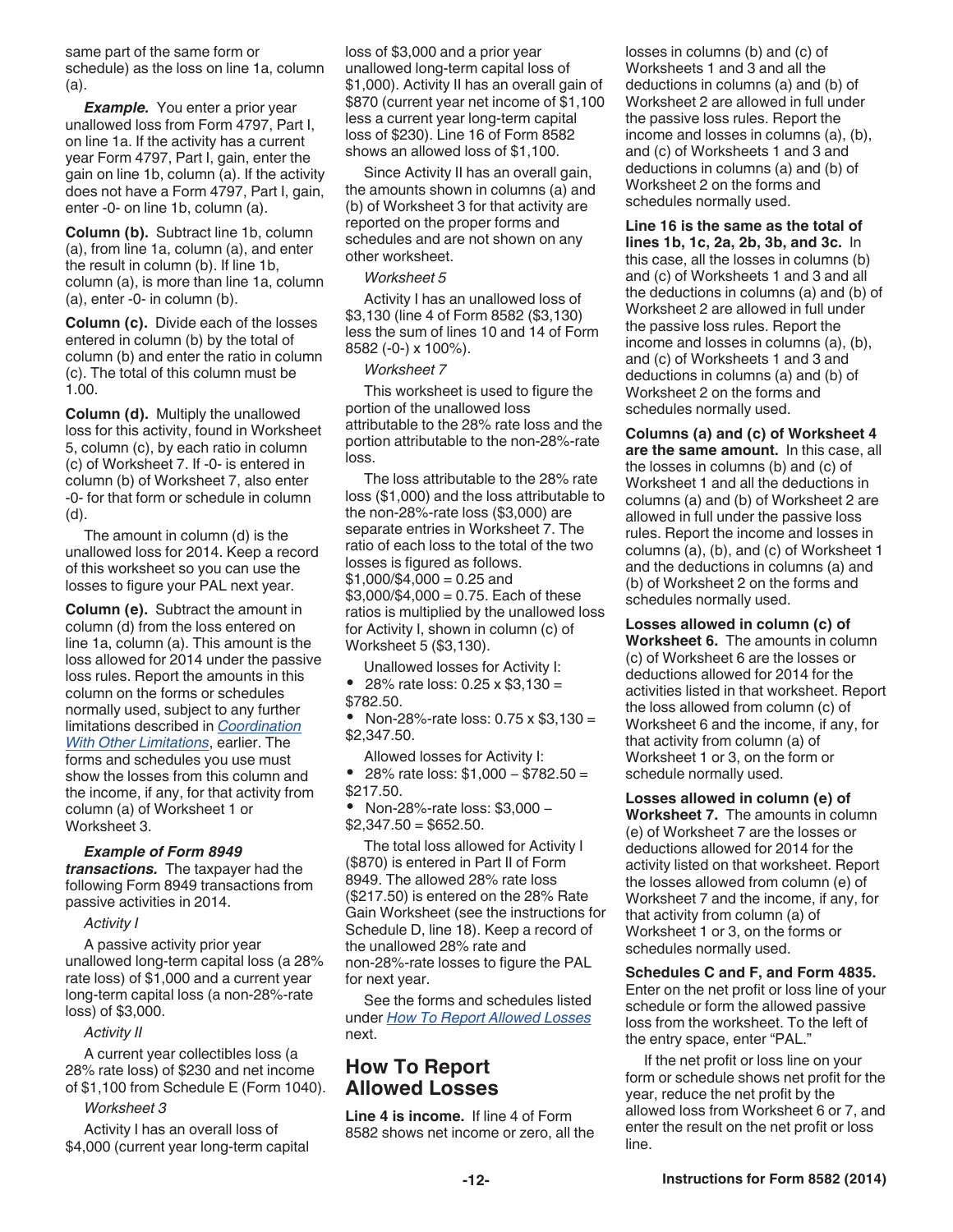same part of the same form or schedule) as the loss on line 1a, column (a).

***Example.*** You enter a prior year unallowed loss from Form 4797, Part I, on line 1a. If the activity has a current year Form 4797, Part I, gain, enter the gain on line 1b, column (a). If the activity does not have a Form 4797, Part I, gain, enter -0- on line 1b, column (a).

**Column (b).** Subtract line 1b, column (a), from line 1a, column (a), and enter the result in column (b). If line 1b, column (a), is more than line 1a, column (a), enter -0- in column (b).

**Column (c).** Divide each of the losses entered in column (b) by the total of column (b) and enter the ratio in column (c). The total of this column must be 1.00.

**Column (d).** Multiply the unallowed loss for this activity, found in Worksheet 5, column (c), by each ratio in column (c) of Worksheet 7. If -0- is entered in column (b) of Worksheet 7, also enter -0- for that form or schedule in column (d).

The amount in column (d) is the unallowed loss for 2014. Keep a record of this worksheet so you can use the losses to figure your PAL next year.

**Column (e).** Subtract the amount in column (d) from the loss entered on line 1a, column (a). This amount is the loss allowed for 2014 under the passive loss rules. Report the amounts in this column on the forms or schedules normally used, subject to any further limitations described in *Coordination With Other Limitations*, earlier. The forms and schedules you use must show the losses from this column and the income, if any, for that activity from column (a) of Worksheet 1 or Worksheet 3.

***Example of Form 8949 transactions.*** The taxpayer had the following Form 8949 transactions from passive activities in 2014.

*Activity I*

A passive activity prior year unallowed long-term capital loss (a 28% rate loss) of $1,000 and a current year long-term capital loss (a non-28%-rate loss) of $3,000.

*Activity II*

A current year collectibles loss (a 28% rate loss) of $230 and net income of $1,100 from Schedule E (Form 1040).

*Worksheet 3*

Activity I has an overall loss of $4,000 (current year long-term capital loss of $3,000 and a prior year unallowed long-term capital loss of $1,000). Activity II has an overall gain of $870 (current year net income of $1,100 less a current year long-term capital loss of $230). Line 16 of Form 8582 shows an allowed loss of $1,100.

Since Activity II has an overall gain, the amounts shown in columns (a) and (b) of Worksheet 3 for that activity are reported on the proper forms and schedules and are not shown on any other worksheet.

*Worksheet 5*

Activity I has an unallowed loss of $3,130 (line 4 of Form 8582 ($3,130) less the sum of lines 10 and 14 of Form 8582 (-0-) x 100%).

*Worksheet 7*

This worksheet is used to figure the portion of the unallowed loss attributable to the 28% rate loss and the portion attributable to the non-28%-rate loss.

The loss attributable to the 28% rate loss ($1,000) and the loss attributable to the non-28%-rate loss ($3,000) are separate entries in Worksheet 7. The ratio of each loss to the total of the two losses is figured as follows. $1,000/$4,000 = 0.25 and $3,000/$4,000 = 0.75. Each of these ratios is multiplied by the unallowed loss for Activity I, shown in column (c) of Worksheet 5 ($3,130).

Unallowed losses for Activity I:

- 28% rate loss: 0.25 x $3,130 = $782.50.
- Non-28%-rate loss: 0.75 x $3,130 = $2,347.50.

Allowed losses for Activity I:

- 28% rate loss: $1,000 – $782.50 = $217.50.
- Non-28%-rate loss: $3,000 – $2,347.50 = $652.50.

The total loss allowed for Activity I ($870) is entered in Part II of Form 8949. The allowed 28% rate loss ($217.50) is entered on the 28% Rate Gain Worksheet (see the instructions for Schedule D, line 18). Keep a record of the unallowed 28% rate and non-28%-rate losses to figure the PAL for next year.

See the forms and schedules listed under *How To Report Allowed Losses* next.

## How To Report Allowed Losses

**Line 4 is income.** If line 4 of Form 8582 shows net income or zero, all the losses in columns (b) and (c) of Worksheets 1 and 3 and all the deductions in columns (a) and (b) of Worksheet 2 are allowed in full under the passive loss rules. Report the income and losses in columns (a), (b), and (c) of Worksheets 1 and 3 and deductions in columns (a) and (b) of Worksheet 2 on the forms and schedules normally used.

**Line 16 is the same as the total of lines 1b, 1c, 2a, 2b, 3b, and 3c.** In this case, all the losses in columns (b) and (c) of Worksheets 1 and 3 and all the deductions in columns (a) and (b) of Worksheet 2 are allowed in full under the passive loss rules. Report the income and losses in columns (a), (b), and (c) of Worksheets 1 and 3 and deductions in columns (a) and (b) of Worksheet 2 on the forms and schedules normally used.

**Columns (a) and (c) of Worksheet 4 are the same amount.** In this case, all the losses in columns (b) and (c) of Worksheet 1 and all the deductions in columns (a) and (b) of Worksheet 2 are allowed in full under the passive loss rules. Report the income and losses in columns (a), (b), and (c) of Worksheet 1 and the deductions in columns (a) and (b) of Worksheet 2 on the forms and schedules normally used.

**Losses allowed in column (c) of Worksheet 6.** The amounts in column (c) of Worksheet 6 are the losses or deductions allowed for 2014 for the activities listed in that worksheet. Report the loss allowed from column (c) of Worksheet 6 and the income, if any, for that activity from column (a) of Worksheet 1 or 3, on the form or schedule normally used.

**Losses allowed in column (e) of Worksheet 7.** The amounts in column (e) of Worksheet 7 are the losses or deductions allowed for 2014 for the activity listed on that worksheet. Report the losses allowed from column (e) of Worksheet 7 and the income, if any, for that activity from column (a) of Worksheet 1 or 3, on the forms or schedules normally used.

**Schedules C and F, and Form 4835.** Enter on the net profit or loss line of your schedule or form the allowed passive loss from the worksheet. To the left of the entry space, enter "PAL."

If the net profit or loss line on your form or schedule shows net profit for the year, reduce the net profit by the allowed loss from Worksheet 6 or 7, and enter the result on the net profit or loss line.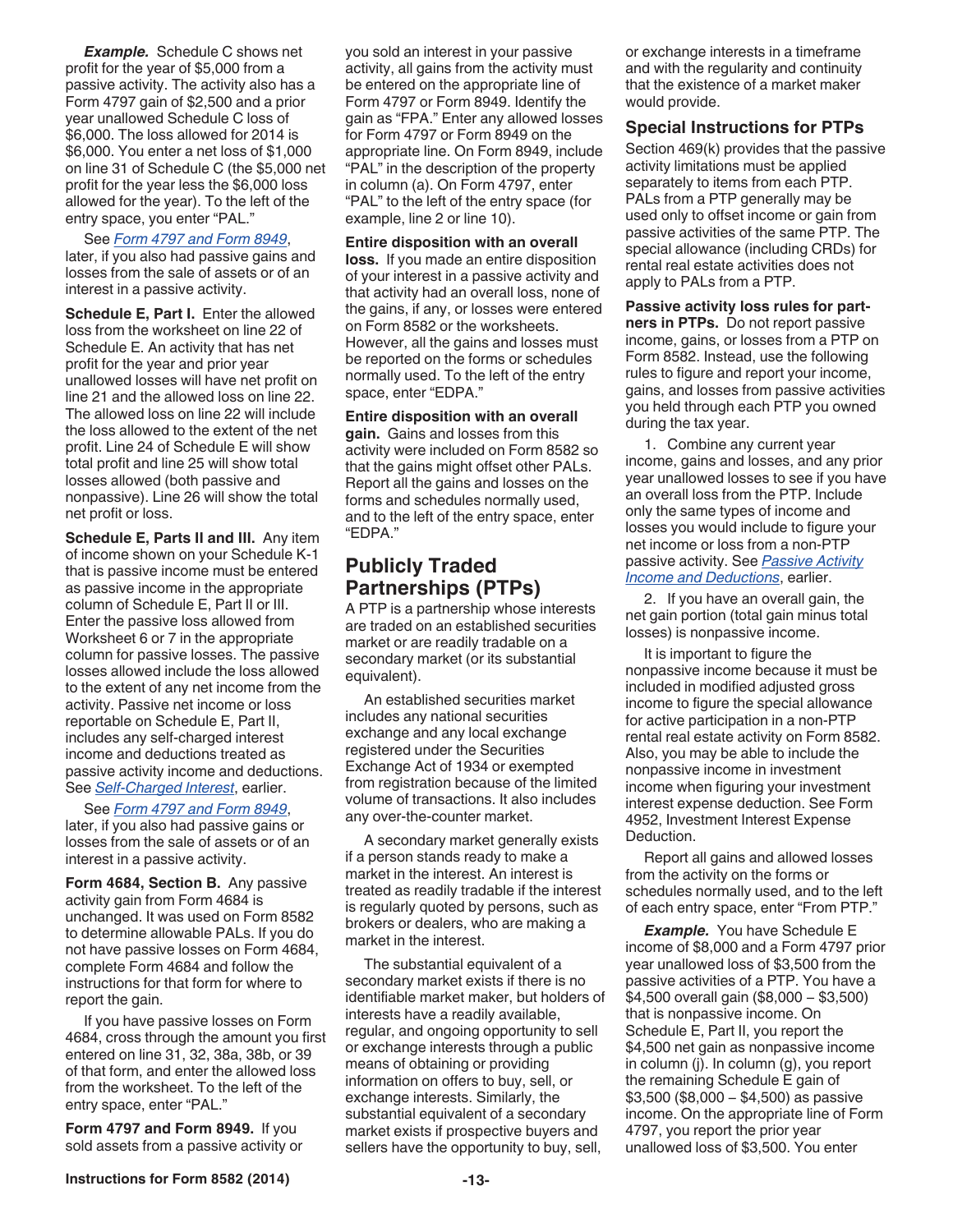***Example.*** Schedule C shows net profit for the year of $5,000 from a passive activity. The activity also has a Form 4797 gain of $2,500 and a prior year unallowed Schedule C loss of $6,000. The loss allowed for 2014 is $6,000. You enter a net loss of $1,000 on line 31 of Schedule C (the $5,000 net profit for the year less the $6,000 loss allowed for the year). To the left of the entry space, you enter "PAL."

See *Form 4797 and Form 8949*, later, if you also had passive gains and losses from the sale of assets or of an interest in a passive activity.

**Schedule E, Part I.** Enter the allowed loss from the worksheet on line 22 of Schedule E. An activity that has net profit for the year and prior year unallowed losses will have net profit on line 21 and the allowed loss on line 22. The allowed loss on line 22 will include the loss allowed to the extent of the net profit. Line 24 of Schedule E will show total profit and line 25 will show total losses allowed (both passive and nonpassive). Line 26 will show the total net profit or loss.

**Schedule E, Parts II and III.** Any item of income shown on your Schedule K-1 that is passive income must be entered as passive income in the appropriate column of Schedule E, Part II or III. Enter the passive loss allowed from Worksheet 6 or 7 in the appropriate column for passive losses. The passive losses allowed include the loss allowed to the extent of any net income from the activity. Passive net income or loss reportable on Schedule E, Part II, includes any self-charged interest income and deductions treated as passive activity income and deductions. See *Self-Charged Interest*, earlier.

See *Form 4797 and Form 8949*, later, if you also had passive gains or losses from the sale of assets or of an interest in a passive activity.

**Form 4684, Section B.** Any passive activity gain from Form 4684 is unchanged. It was used on Form 8582 to determine allowable PALs. If you do not have passive losses on Form 4684, complete Form 4684 and follow the instructions for that form for where to report the gain.

If you have passive losses on Form 4684, cross through the amount you first entered on line 31, 32, 38a, 38b, or 39 of that form, and enter the allowed loss from the worksheet. To the left of the entry space, enter "PAL."

**Form 4797 and Form 8949.** If you sold assets from a passive activity or you sold an interest in your passive activity, all gains from the activity must be entered on the appropriate line of Form 4797 or Form 8949. Identify the gain as "FPA." Enter any allowed losses for Form 4797 or Form 8949 on the appropriate line. On Form 8949, include "PAL" in the description of the property in column (a). On Form 4797, enter "PAL" to the left of the entry space (for example, line 2 or line 10).

**Entire disposition with an overall loss.** If you made an entire disposition of your interest in a passive activity and that activity had an overall loss, none of the gains, if any, or losses were entered on Form 8582 or the worksheets. However, all the gains and losses must be reported on the forms or schedules normally used. To the left of the entry space, enter "EDPA."

**Entire disposition with an overall gain.** Gains and losses from this activity were included on Form 8582 so that the gains might offset other PALs. Report all the gains and losses on the forms and schedules normally used, and to the left of the entry space, enter "EDPA."

## Publicly Traded Partnerships (PTPs)

A PTP is a partnership whose interests are traded on an established securities market or are readily tradable on a secondary market (or its substantial equivalent).

An established securities market includes any national securities exchange and any local exchange registered under the Securities Exchange Act of 1934 or exempted from registration because of the limited volume of transactions. It also includes any over-the-counter market.

A secondary market generally exists if a person stands ready to make a market in the interest. An interest is treated as readily tradable if the interest is regularly quoted by persons, such as brokers or dealers, who are making a market in the interest.

The substantial equivalent of a secondary market exists if there is no identifiable market maker, but holders of interests have a readily available, regular, and ongoing opportunity to sell or exchange interests through a public means of obtaining or providing information on offers to buy, sell, or exchange interests. Similarly, the substantial equivalent of a secondary market exists if prospective buyers and sellers have the opportunity to buy, sell, or exchange interests in a timeframe and with the regularity and continuity that the existence of a market maker would provide.

### Special Instructions for PTPs

Section 469(k) provides that the passive activity limitations must be applied separately to items from each PTP. PALs from a PTP generally may be used only to offset income or gain from passive activities of the same PTP. The special allowance (including CRDs) for rental real estate activities does not apply to PALs from a PTP.

**Passive activity loss rules for partners in PTPs.** Do not report passive income, gains, or losses from a PTP on Form 8582. Instead, use the following rules to figure and report your income, gains, and losses from passive activities you held through each PTP you owned during the tax year.

1. Combine any current year income, gains and losses, and any prior year unallowed losses to see if you have an overall loss from the PTP. Include only the same types of income and losses you would include to figure your net income or loss from a non-PTP passive activity. See *Passive Activity Income and Deductions*, earlier.

2. If you have an overall gain, the net gain portion (total gain minus total losses) is nonpassive income.

It is important to figure the nonpassive income because it must be included in modified adjusted gross income to figure the special allowance for active participation in a non-PTP rental real estate activity on Form 8582. Also, you may be able to include the nonpassive income in investment income when figuring your investment interest expense deduction. See Form 4952, Investment Interest Expense Deduction.

Report all gains and allowed losses from the activity on the forms or schedules normally used, and to the left of each entry space, enter "From PTP."

***Example.*** You have Schedule E income of $8,000 and a Form 4797 prior year unallowed loss of $3,500 from the passive activities of a PTP. You have a $4,500 overall gain ($8,000 – $3,500) that is nonpassive income. On Schedule E, Part II, you report the $4,500 net gain as nonpassive income in column (j). In column (g), you report the remaining Schedule E gain of $3,500 ($8,000 – $4,500) as passive income. On the appropriate line of Form 4797, you report the prior year unallowed loss of $3,500. You enter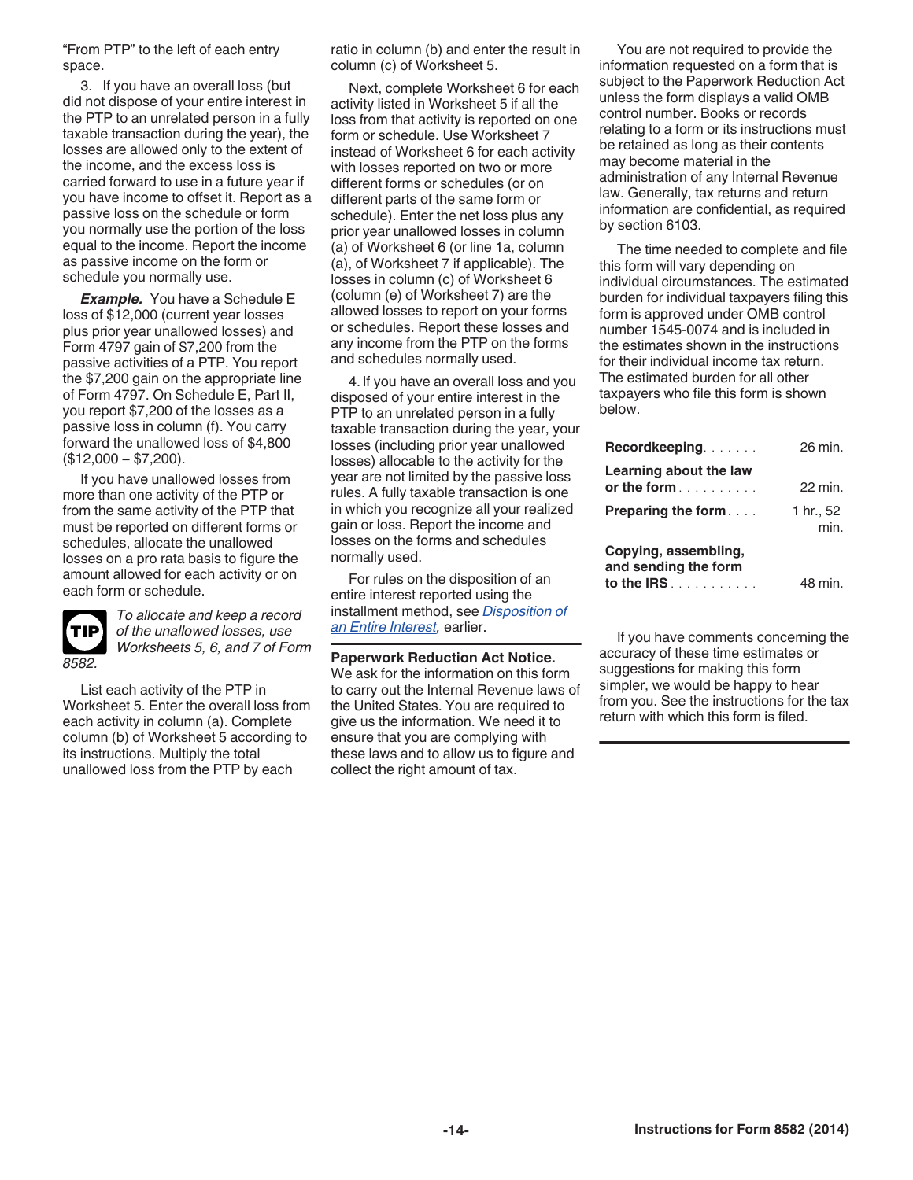"From PTP" to the left of each entry space.

3. If you have an overall loss (but did not dispose of your entire interest in the PTP to an unrelated person in a fully taxable transaction during the year), the losses are allowed only to the extent of the income, and the excess loss is carried forward to use in a future year if you have income to offset it. Report as a passive loss on the schedule or form you normally use the portion of the loss equal to the income. Report the income as passive income on the form or schedule you normally use.

***Example.*** You have a Schedule E loss of $12,000 (current year losses plus prior year unallowed losses) and Form 4797 gain of $7,200 from the passive activities of a PTP. You report the $7,200 gain on the appropriate line of Form 4797. On Schedule E, Part II, you report $7,200 of the losses as a passive loss in column (f). You carry forward the unallowed loss of $4,800 ($12,000 – $7,200).

If you have unallowed losses from more than one activity of the PTP or from the same activity of the PTP that must be reported on different forms or schedules, allocate the unallowed losses on a pro rata basis to figure the amount allowed for each activity or on each form or schedule.

**TIP** *To allocate and keep a record of the unallowed losses, use Worksheets 5, 6, and 7 of Form 8582.*

List each activity of the PTP in Worksheet 5. Enter the overall loss from each activity in column (a). Complete column (b) of Worksheet 5 according to its instructions. Multiply the total unallowed loss from the PTP by each ratio in column (b) and enter the result in column (c) of Worksheet 5.

Next, complete Worksheet 6 for each activity listed in Worksheet 5 if all the loss from that activity is reported on one form or schedule. Use Worksheet 7 instead of Worksheet 6 for each activity with losses reported on two or more different forms or schedules (or on different parts of the same form or schedule). Enter the net loss plus any prior year unallowed losses in column (a) of Worksheet 6 (or line 1a, column (a), of Worksheet 7 if applicable). The losses in column (c) of Worksheet 6 (column (e) of Worksheet 7) are the allowed losses to report on your forms or schedules. Report these losses and any income from the PTP on the forms and schedules normally used.

4. If you have an overall loss and you disposed of your entire interest in the PTP to an unrelated person in a fully taxable transaction during the year, your losses (including prior year unallowed losses) allocable to the activity for the year are not limited by the passive loss rules. A fully taxable transaction is one in which you recognize all your realized gain or loss. Report the income and losses on the forms and schedules normally used.

For rules on the disposition of an entire interest reported using the installment method, see *Disposition of an Entire Interest*, earlier.

**Paperwork Reduction Act Notice.** We ask for the information on this form to carry out the Internal Revenue laws of the United States. You are required to give us the information. We need it to ensure that you are complying with these laws and to allow us to figure and collect the right amount of tax.

You are not required to provide the information requested on a form that is subject to the Paperwork Reduction Act unless the form displays a valid OMB control number. Books or records relating to a form or its instructions must be retained as long as their contents may become material in the administration of any Internal Revenue law. Generally, tax returns and return information are confidential, as required by section 6103.

The time needed to complete and file this form will vary depending on individual circumstances. The estimated burden for individual taxpayers filing this form is approved under OMB control number 1545-0074 and is included in the estimates shown in the instructions for their individual income tax return. The estimated burden for all other taxpayers who file this form is shown below.

| | |
|---|---|
| **Recordkeeping** . . . . . . . | 26 min. |
| **Learning about the law or the form** . . . . . . . . . . | 22 min. |
| **Preparing the form** . . . . | 1 hr., 52 min. |
| **Copying, assembling, and sending the form to the IRS** . . . . . . . . . . . | 48 min. |

If you have comments concerning the accuracy of these time estimates or suggestions for making this form simpler, we would be happy to hear from you. See the instructions for the tax return with which this form is filed.